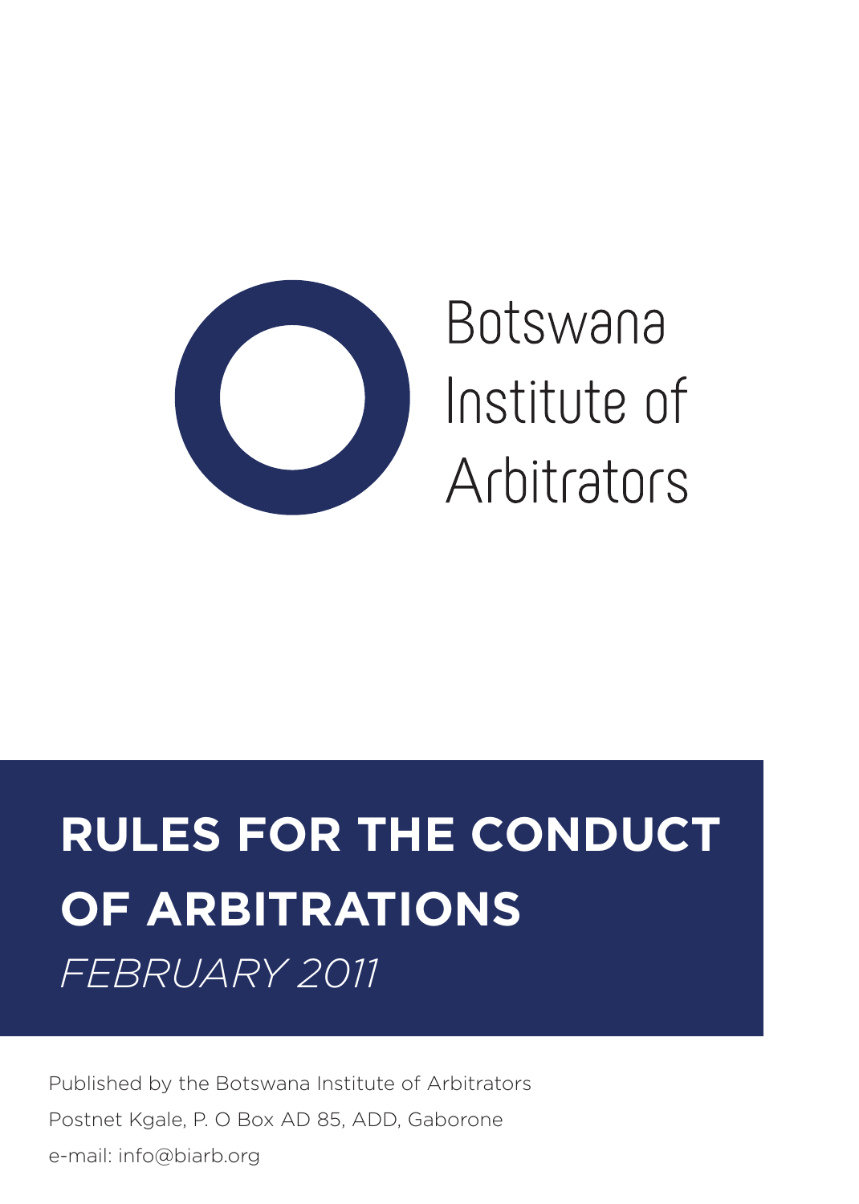Botswana Institute of Arbitrators

# RULES FOR THE CONDUCT OF ARBITRATIONS

*FEBRUARY 2011*

Published by the Botswana Institute of Arbitrators
Postnet Kgale, P. O Box AD 85, ADD, Gaborone
e-mail: info@biarb.org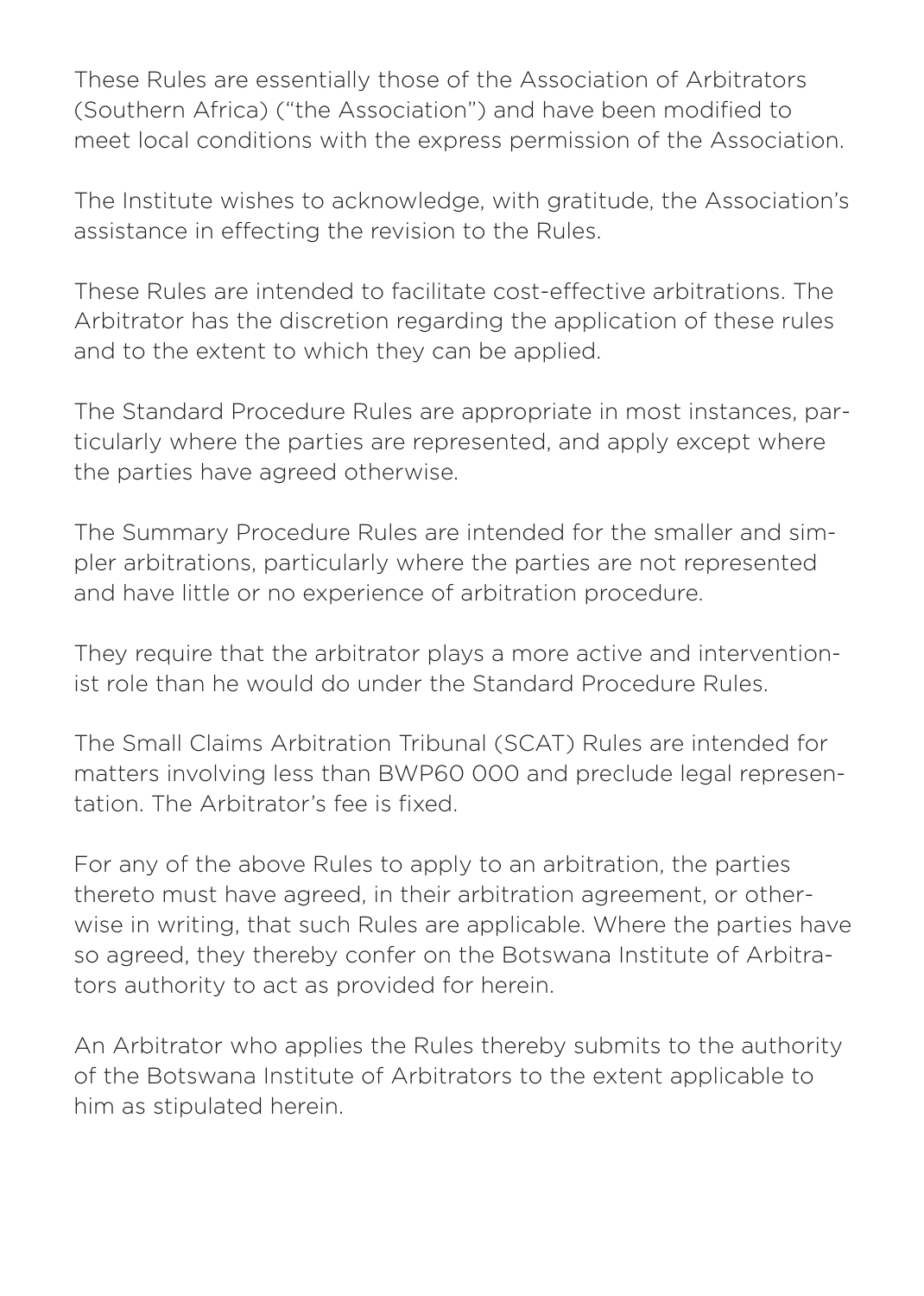These Rules are essentially those of the Association of Arbitrators (Southern Africa) ("the Association") and have been modified to meet local conditions with the express permission of the Association.

The Institute wishes to acknowledge, with gratitude, the Association's assistance in effecting the revision to the Rules.

These Rules are intended to facilitate cost-effective arbitrations. The Arbitrator has the discretion regarding the application of these rules and to the extent to which they can be applied.

The Standard Procedure Rules are appropriate in most instances, particularly where the parties are represented, and apply except where the parties have agreed otherwise.

The Summary Procedure Rules are intended for the smaller and simpler arbitrations, particularly where the parties are not represented and have little or no experience of arbitration procedure.

They require that the arbitrator plays a more active and interventionist role than he would do under the Standard Procedure Rules.

The Small Claims Arbitration Tribunal (SCAT) Rules are intended for matters involving less than BWP60 000 and preclude legal representation. The Arbitrator's fee is fixed.

For any of the above Rules to apply to an arbitration, the parties thereto must have agreed, in their arbitration agreement, or otherwise in writing, that such Rules are applicable. Where the parties have so agreed, they thereby confer on the Botswana Institute of Arbitrators authority to act as provided for herein.

An Arbitrator who applies the Rules thereby submits to the authority of the Botswana Institute of Arbitrators to the extent applicable to him as stipulated herein.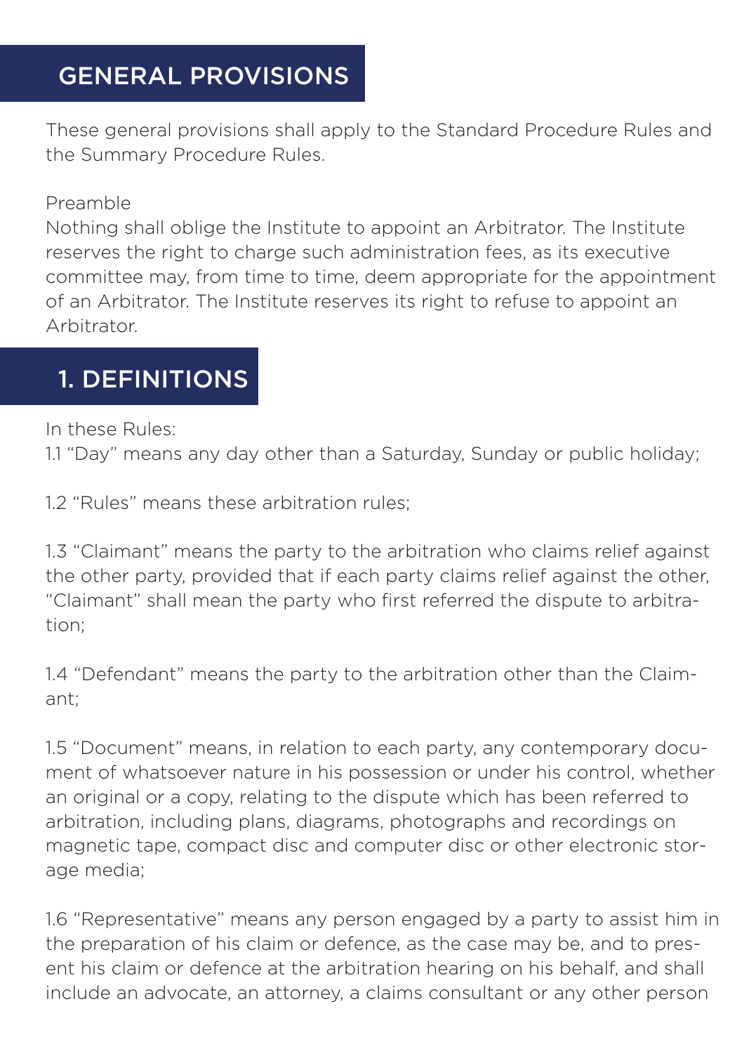# GENERAL PROVISIONS

These general provisions shall apply to the Standard Procedure Rules and the Summary Procedure Rules.

Preamble

Nothing shall oblige the Institute to appoint an Arbitrator. The Institute reserves the right to charge such administration fees, as its executive committee may, from time to time, deem appropriate for the appointment of an Arbitrator. The Institute reserves its right to refuse to appoint an Arbitrator.

# 1. DEFINITIONS

In these Rules:

1.1 "Day" means any day other than a Saturday, Sunday or public holiday;

1.2 "Rules" means these arbitration rules;

1.3 "Claimant" means the party to the arbitration who claims relief against the other party, provided that if each party claims relief against the other, "Claimant" shall mean the party who first referred the dispute to arbitration;

1.4 "Defendant" means the party to the arbitration other than the Claimant;

1.5 "Document" means, in relation to each party, any contemporary document of whatsoever nature in his possession or under his control, whether an original or a copy, relating to the dispute which has been referred to arbitration, including plans, diagrams, photographs and recordings on magnetic tape, compact disc and computer disc or other electronic storage media;

1.6 "Representative" means any person engaged by a party to assist him in the preparation of his claim or defence, as the case may be, and to present his claim or defence at the arbitration hearing on his behalf, and shall include an advocate, an attorney, a claims consultant or any other person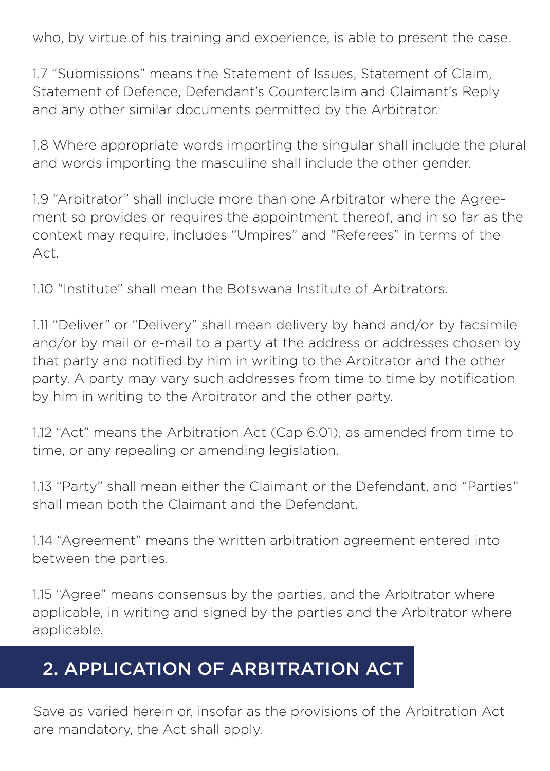who, by virtue of his training and experience, is able to present the case.

1.7 "Submissions" means the Statement of Issues, Statement of Claim, Statement of Defence, Defendant's Counterclaim and Claimant's Reply and any other similar documents permitted by the Arbitrator.

1.8 Where appropriate words importing the singular shall include the plural and words importing the masculine shall include the other gender.

1.9 "Arbitrator" shall include more than one Arbitrator where the Agreement so provides or requires the appointment thereof, and in so far as the context may require, includes "Umpires" and "Referees" in terms of the Act.

1.10 "Institute" shall mean the Botswana Institute of Arbitrators.

1.11 "Deliver" or "Delivery" shall mean delivery by hand and/or by facsimile and/or by mail or e-mail to a party at the address or addresses chosen by that party and notified by him in writing to the Arbitrator and the other party. A party may vary such addresses from time to time by notification by him in writing to the Arbitrator and the other party.

1.12 "Act" means the Arbitration Act (Cap 6:01), as amended from time to time, or any repealing or amending legislation.

1.13 "Party" shall mean either the Claimant or the Defendant, and "Parties" shall mean both the Claimant and the Defendant.

1.14 "Agreement" means the written arbitration agreement entered into between the parties.

1.15 "Agree" means consensus by the parties, and the Arbitrator where applicable, in writing and signed by the parties and the Arbitrator where applicable.

## 2. APPLICATION OF ARBITRATION ACT

Save as varied herein or, insofar as the provisions of the Arbitration Act are mandatory, the Act shall apply.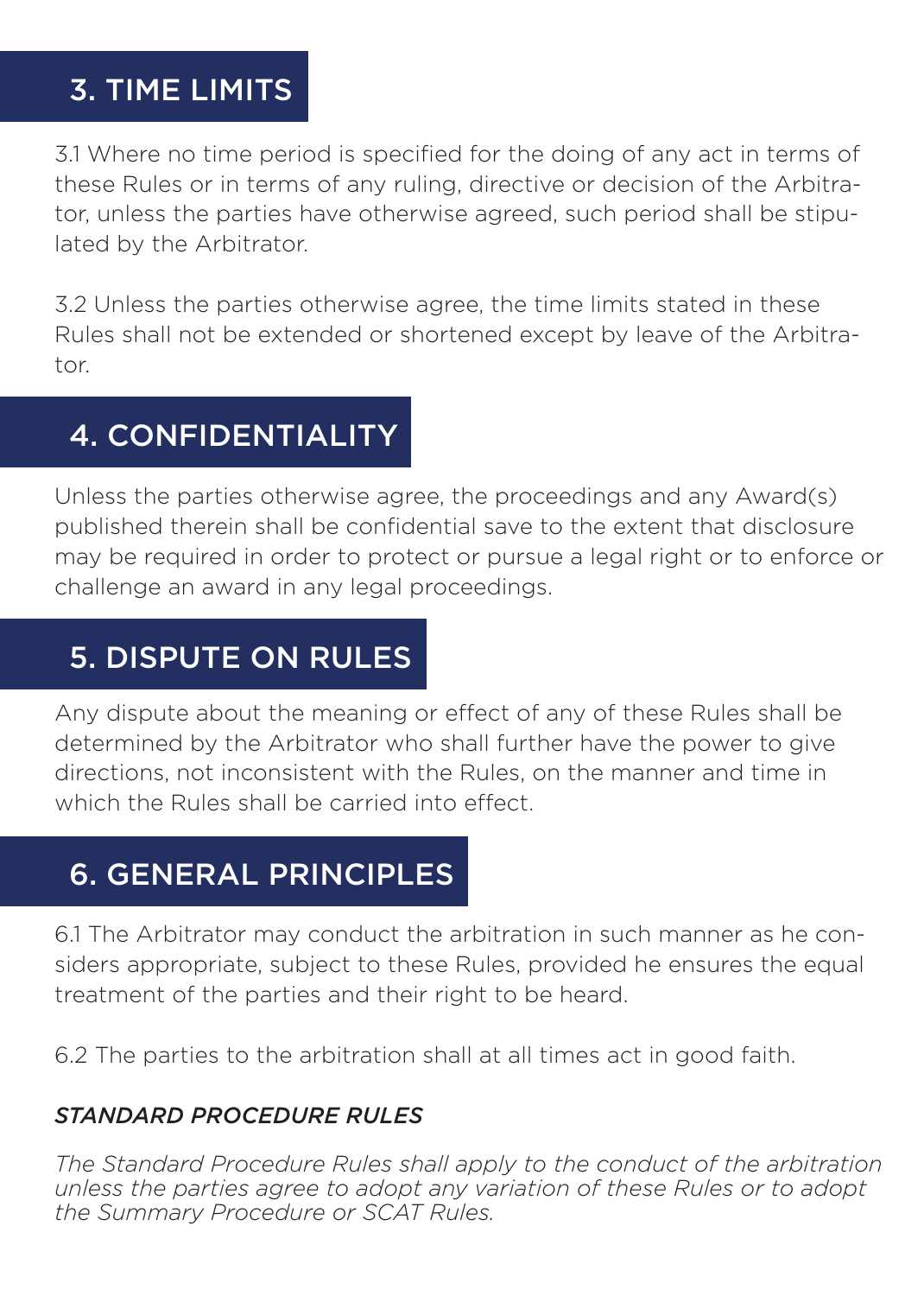## 3. TIME LIMITS

3.1 Where no time period is specified for the doing of any act in terms of these Rules or in terms of any ruling, directive or decision of the Arbitrator, unless the parties have otherwise agreed, such period shall be stipulated by the Arbitrator.

3.2 Unless the parties otherwise agree, the time limits stated in these Rules shall not be extended or shortened except by leave of the Arbitrator.

## 4. CONFIDENTIALITY

Unless the parties otherwise agree, the proceedings and any Award(s) published therein shall be confidential save to the extent that disclosure may be required in order to protect or pursue a legal right or to enforce or challenge an award in any legal proceedings.

## 5. DISPUTE ON RULES

Any dispute about the meaning or effect of any of these Rules shall be determined by the Arbitrator who shall further have the power to give directions, not inconsistent with the Rules, on the manner and time in which the Rules shall be carried into effect.

## 6. GENERAL PRINCIPLES

6.1 The Arbitrator may conduct the arbitration in such manner as he considers appropriate, subject to these Rules, provided he ensures the equal treatment of the parties and their right to be heard.

6.2 The parties to the arbitration shall at all times act in good faith.

### *STANDARD PROCEDURE RULES*

*The Standard Procedure Rules shall apply to the conduct of the arbitration unless the parties agree to adopt any variation of these Rules or to adopt the Summary Procedure or SCAT Rules.*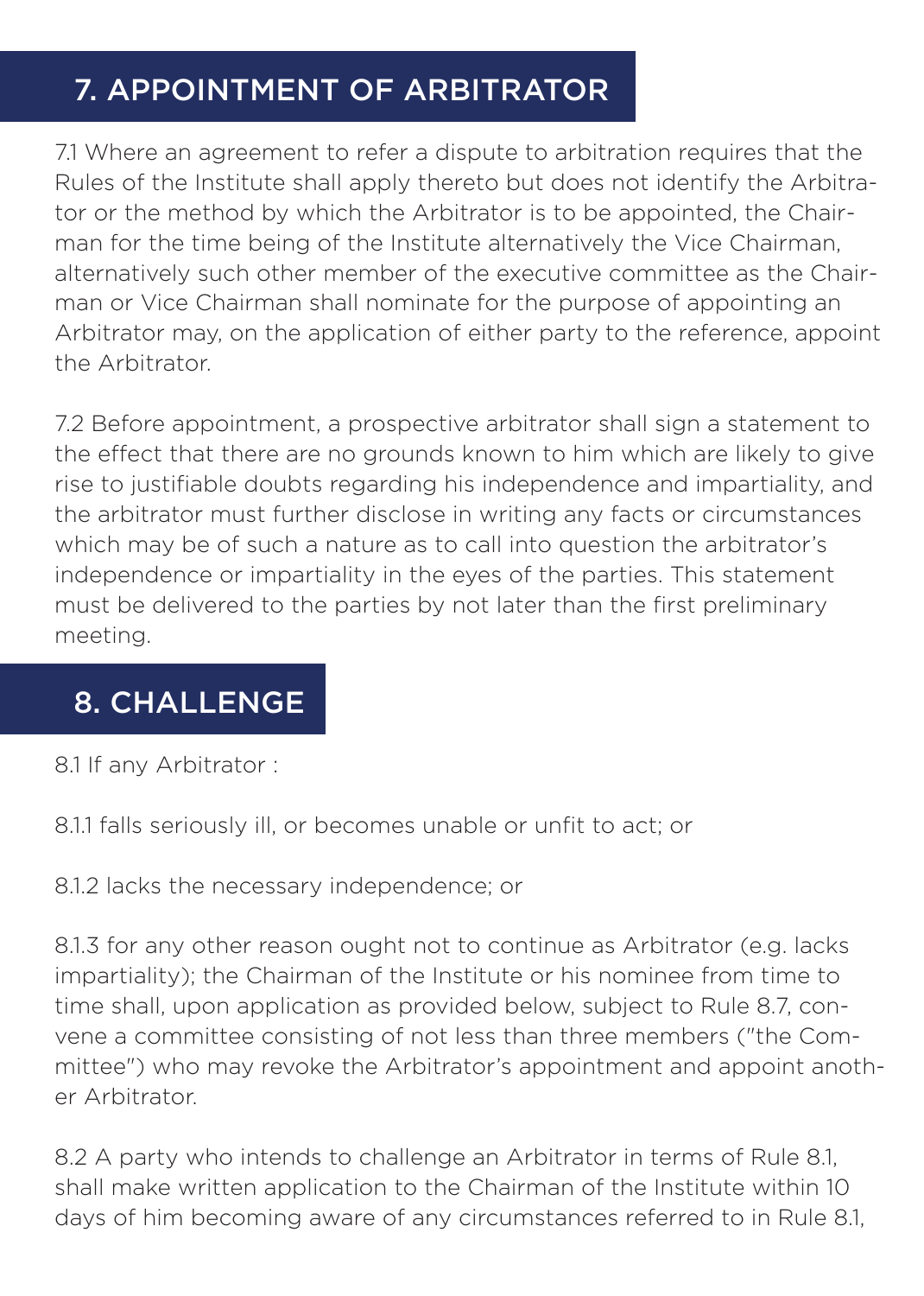## 7. APPOINTMENT OF ARBITRATOR

7.1 Where an agreement to refer a dispute to arbitration requires that the Rules of the Institute shall apply thereto but does not identify the Arbitrator or the method by which the Arbitrator is to be appointed, the Chairman for the time being of the Institute alternatively the Vice Chairman, alternatively such other member of the executive committee as the Chairman or Vice Chairman shall nominate for the purpose of appointing an Arbitrator may, on the application of either party to the reference, appoint the Arbitrator.

7.2 Before appointment, a prospective arbitrator shall sign a statement to the effect that there are no grounds known to him which are likely to give rise to justifiable doubts regarding his independence and impartiality, and the arbitrator must further disclose in writing any facts or circumstances which may be of such a nature as to call into question the arbitrator's independence or impartiality in the eyes of the parties. This statement must be delivered to the parties by not later than the first preliminary meeting.

## 8. CHALLENGE

8.1 If any Arbitrator :

8.1.1 falls seriously ill, or becomes unable or unfit to act; or

8.1.2 lacks the necessary independence; or

8.1.3 for any other reason ought not to continue as Arbitrator (e.g. lacks impartiality); the Chairman of the Institute or his nominee from time to time shall, upon application as provided below, subject to Rule 8.7, convene a committee consisting of not less than three members ("the Committee") who may revoke the Arbitrator's appointment and appoint another Arbitrator.

8.2 A party who intends to challenge an Arbitrator in terms of Rule 8.1, shall make written application to the Chairman of the Institute within 10 days of him becoming aware of any circumstances referred to in Rule 8.1,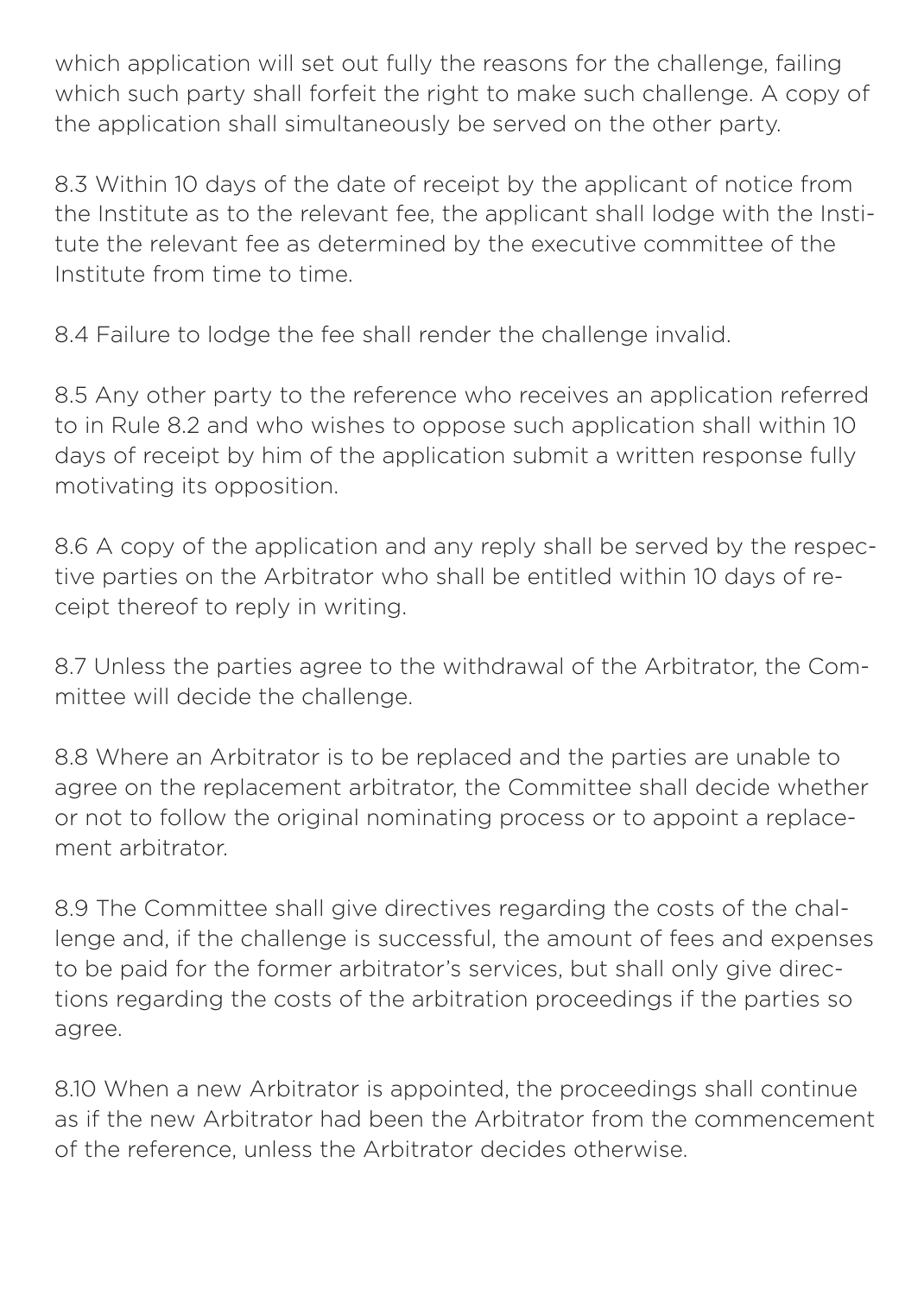which application will set out fully the reasons for the challenge, failing which such party shall forfeit the right to make such challenge. A copy of the application shall simultaneously be served on the other party.

8.3 Within 10 days of the date of receipt by the applicant of notice from the Institute as to the relevant fee, the applicant shall lodge with the Institute the relevant fee as determined by the executive committee of the Institute from time to time.

8.4 Failure to lodge the fee shall render the challenge invalid.

8.5 Any other party to the reference who receives an application referred to in Rule 8.2 and who wishes to oppose such application shall within 10 days of receipt by him of the application submit a written response fully motivating its opposition.

8.6 A copy of the application and any reply shall be served by the respective parties on the Arbitrator who shall be entitled within 10 days of receipt thereof to reply in writing.

8.7 Unless the parties agree to the withdrawal of the Arbitrator, the Committee will decide the challenge.

8.8 Where an Arbitrator is to be replaced and the parties are unable to agree on the replacement arbitrator, the Committee shall decide whether or not to follow the original nominating process or to appoint a replacement arbitrator.

8.9 The Committee shall give directives regarding the costs of the challenge and, if the challenge is successful, the amount of fees and expenses to be paid for the former arbitrator's services, but shall only give directions regarding the costs of the arbitration proceedings if the parties so agree.

8.10 When a new Arbitrator is appointed, the proceedings shall continue as if the new Arbitrator had been the Arbitrator from the commencement of the reference, unless the Arbitrator decides otherwise.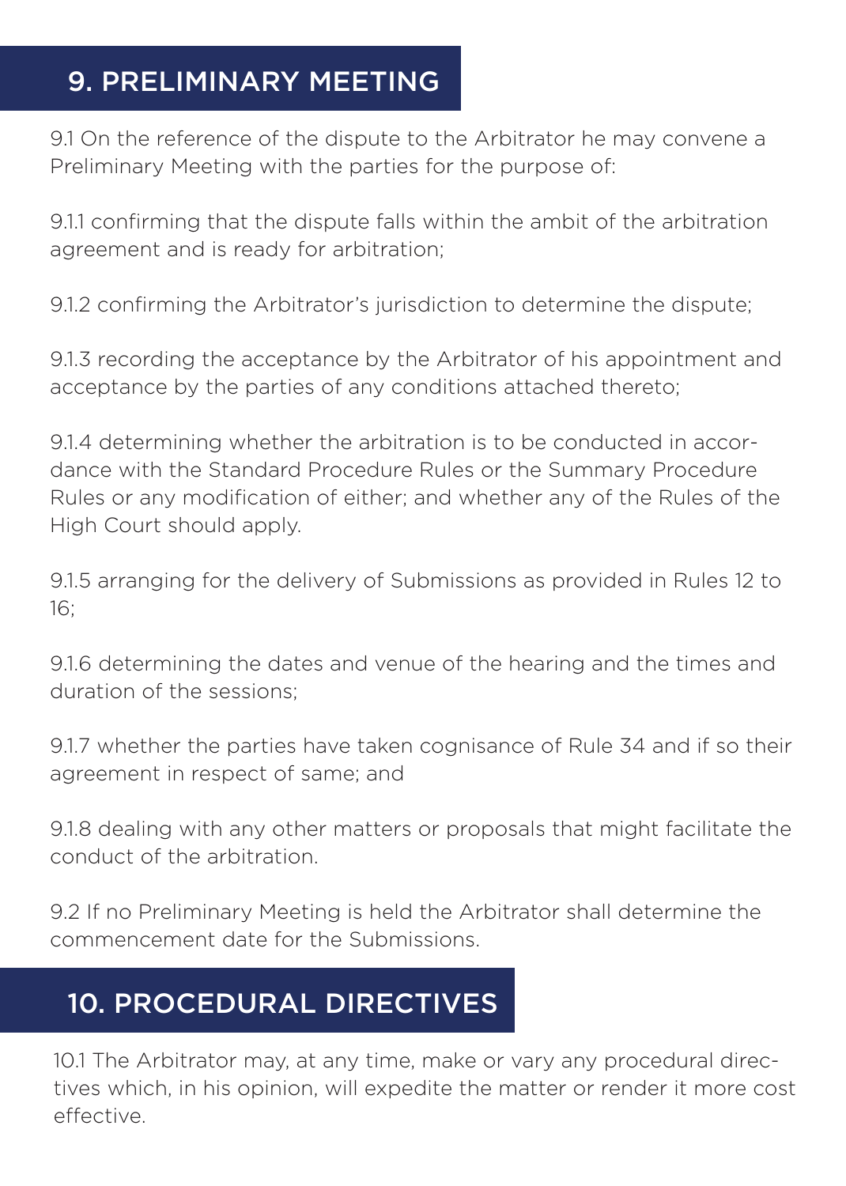## 9. PRELIMINARY MEETING

9.1 On the reference of the dispute to the Arbitrator he may convene a Preliminary Meeting with the parties for the purpose of:

9.1.1 confirming that the dispute falls within the ambit of the arbitration agreement and is ready for arbitration;

9.1.2 confirming the Arbitrator's jurisdiction to determine the dispute;

9.1.3 recording the acceptance by the Arbitrator of his appointment and acceptance by the parties of any conditions attached thereto;

9.1.4 determining whether the arbitration is to be conducted in accordance with the Standard Procedure Rules or the Summary Procedure Rules or any modification of either; and whether any of the Rules of the High Court should apply.

9.1.5 arranging for the delivery of Submissions as provided in Rules 12 to 16;

9.1.6 determining the dates and venue of the hearing and the times and duration of the sessions;

9.1.7 whether the parties have taken cognisance of Rule 34 and if so their agreement in respect of same; and

9.1.8 dealing with any other matters or proposals that might facilitate the conduct of the arbitration.

9.2 If no Preliminary Meeting is held the Arbitrator shall determine the commencement date for the Submissions.

## 10. PROCEDURAL DIRECTIVES

10.1 The Arbitrator may, at any time, make or vary any procedural directives which, in his opinion, will expedite the matter or render it more cost effective.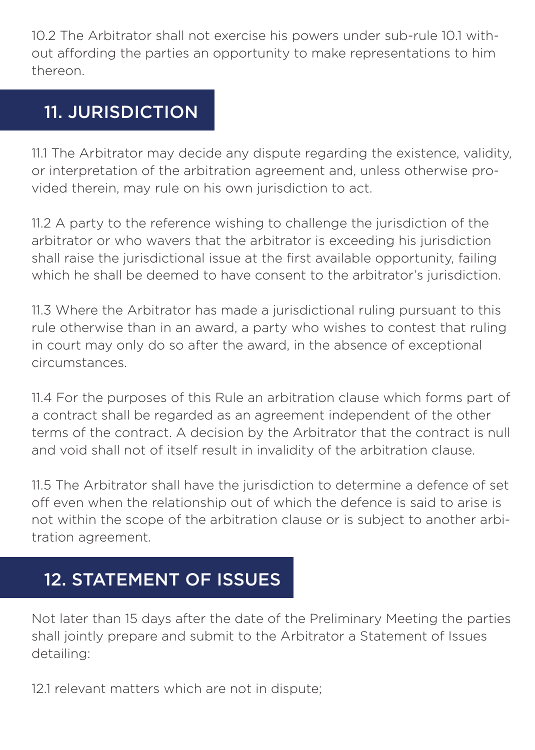10.2 The Arbitrator shall not exercise his powers under sub-rule 10.1 without affording the parties an opportunity to make representations to him thereon.

## 11. JURISDICTION

11.1 The Arbitrator may decide any dispute regarding the existence, validity, or interpretation of the arbitration agreement and, unless otherwise provided therein, may rule on his own jurisdiction to act.

11.2 A party to the reference wishing to challenge the jurisdiction of the arbitrator or who wavers that the arbitrator is exceeding his jurisdiction shall raise the jurisdictional issue at the first available opportunity, failing which he shall be deemed to have consent to the arbitrator's jurisdiction.

11.3 Where the Arbitrator has made a jurisdictional ruling pursuant to this rule otherwise than in an award, a party who wishes to contest that ruling in court may only do so after the award, in the absence of exceptional circumstances.

11.4 For the purposes of this Rule an arbitration clause which forms part of a contract shall be regarded as an agreement independent of the other terms of the contract. A decision by the Arbitrator that the contract is null and void shall not of itself result in invalidity of the arbitration clause.

11.5 The Arbitrator shall have the jurisdiction to determine a defence of set off even when the relationship out of which the defence is said to arise is not within the scope of the arbitration clause or is subject to another arbitration agreement.

## 12. STATEMENT OF ISSUES

Not later than 15 days after the date of the Preliminary Meeting the parties shall jointly prepare and submit to the Arbitrator a Statement of Issues detailing:

12.1 relevant matters which are not in dispute;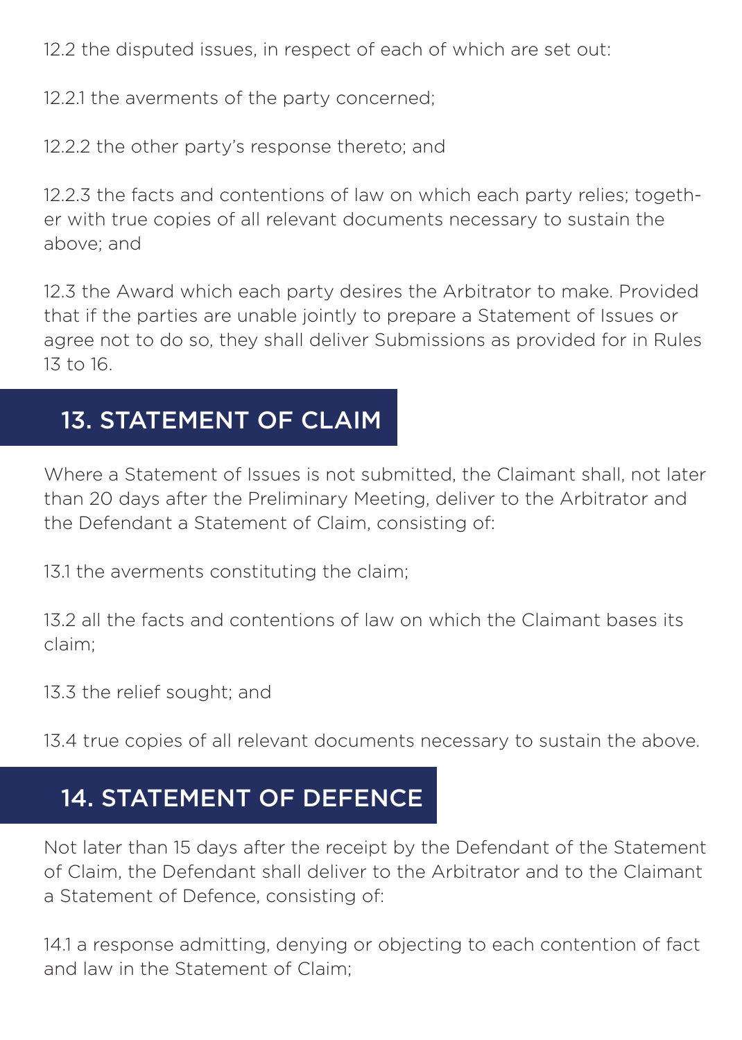12.2 the disputed issues, in respect of each of which are set out:

12.2.1 the averments of the party concerned;

12.2.2 the other party's response thereto; and

12.2.3 the facts and contentions of law on which each party relies; together with true copies of all relevant documents necessary to sustain the above; and

12.3 the Award which each party desires the Arbitrator to make. Provided that if the parties are unable jointly to prepare a Statement of Issues or agree not to do so, they shall deliver Submissions as provided for in Rules 13 to 16.

## 13. STATEMENT OF CLAIM

Where a Statement of Issues is not submitted, the Claimant shall, not later than 20 days after the Preliminary Meeting, deliver to the Arbitrator and the Defendant a Statement of Claim, consisting of:

13.1 the averments constituting the claim;

13.2 all the facts and contentions of law on which the Claimant bases its claim;

13.3 the relief sought; and

13.4 true copies of all relevant documents necessary to sustain the above.

## 14. STATEMENT OF DEFENCE

Not later than 15 days after the receipt by the Defendant of the Statement of Claim, the Defendant shall deliver to the Arbitrator and to the Claimant a Statement of Defence, consisting of:

14.1 a response admitting, denying or objecting to each contention of fact and law in the Statement of Claim;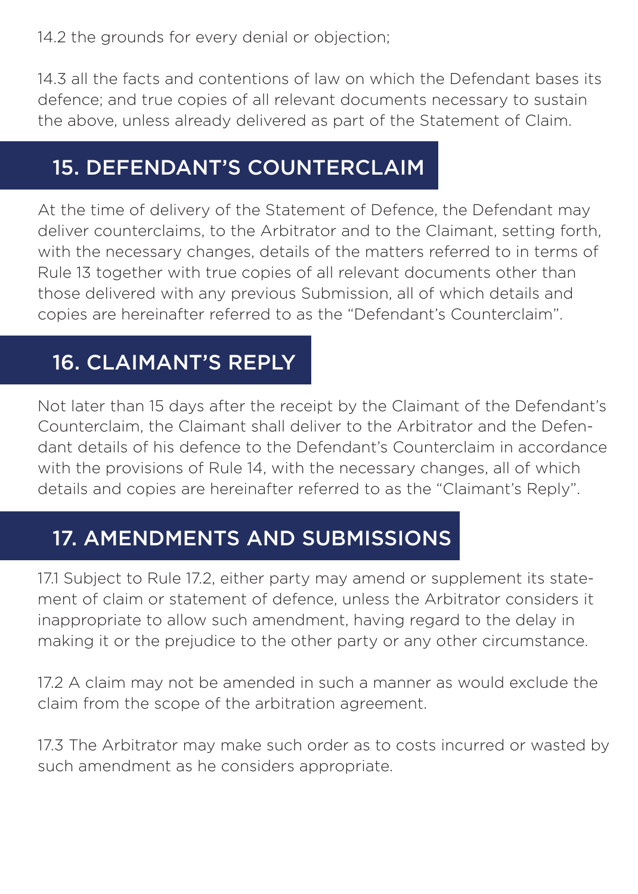14.2 the grounds for every denial or objection;

14.3 all the facts and contentions of law on which the Defendant bases its defence; and true copies of all relevant documents necessary to sustain the above, unless already delivered as part of the Statement of Claim.

## 15. DEFENDANT'S COUNTERCLAIM

At the time of delivery of the Statement of Defence, the Defendant may deliver counterclaims, to the Arbitrator and to the Claimant, setting forth, with the necessary changes, details of the matters referred to in terms of Rule 13 together with true copies of all relevant documents other than those delivered with any previous Submission, all of which details and copies are hereinafter referred to as the "Defendant's Counterclaim".

## 16. CLAIMANT'S REPLY

Not later than 15 days after the receipt by the Claimant of the Defendant's Counterclaim, the Claimant shall deliver to the Arbitrator and the Defendant details of his defence to the Defendant's Counterclaim in accordance with the provisions of Rule 14, with the necessary changes, all of which details and copies are hereinafter referred to as the "Claimant's Reply".

## 17. AMENDMENTS AND SUBMISSIONS

17.1 Subject to Rule 17.2, either party may amend or supplement its statement of claim or statement of defence, unless the Arbitrator considers it inappropriate to allow such amendment, having regard to the delay in making it or the prejudice to the other party or any other circumstance.

17.2 A claim may not be amended in such a manner as would exclude the claim from the scope of the arbitration agreement.

17.3 The Arbitrator may make such order as to costs incurred or wasted by such amendment as he considers appropriate.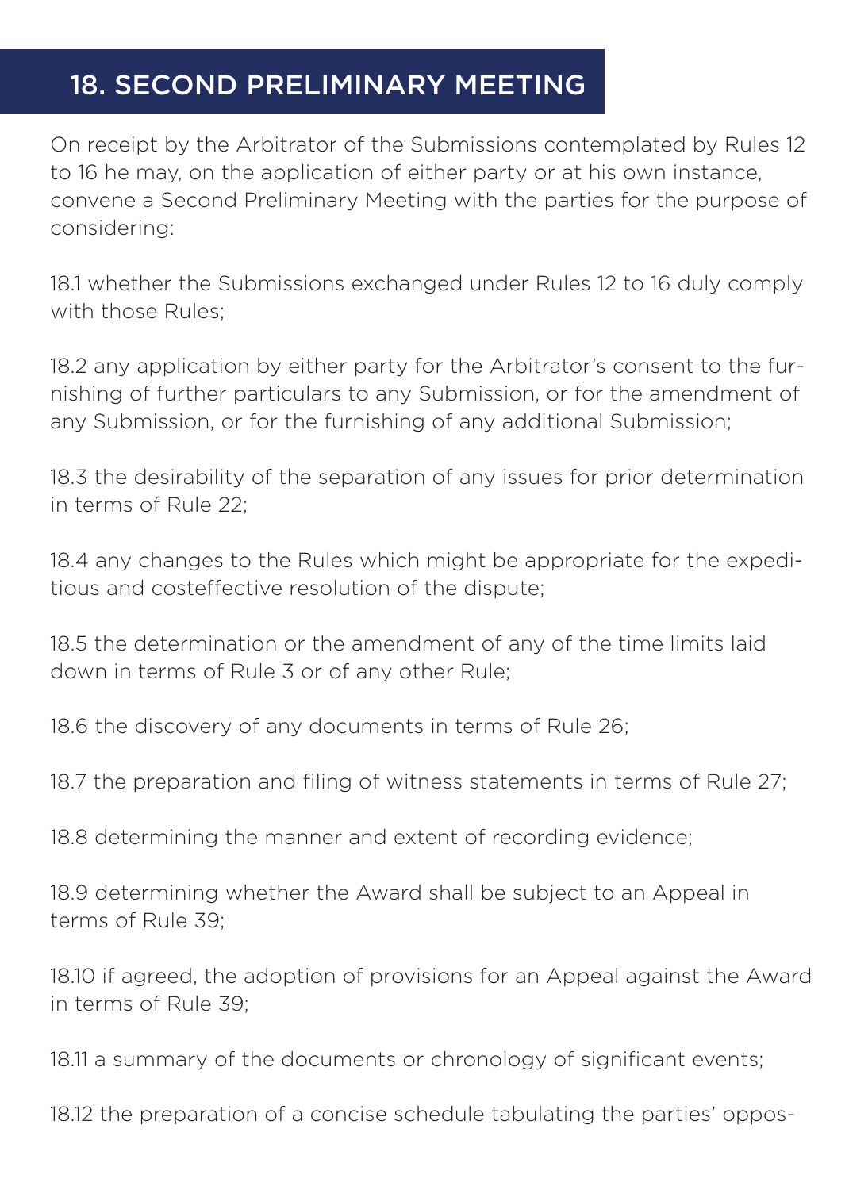## 18. SECOND PRELIMINARY MEETING

On receipt by the Arbitrator of the Submissions contemplated by Rules 12 to 16 he may, on the application of either party or at his own instance, convene a Second Preliminary Meeting with the parties for the purpose of considering:

18.1 whether the Submissions exchanged under Rules 12 to 16 duly comply with those Rules;

18.2 any application by either party for the Arbitrator's consent to the furnishing of further particulars to any Submission, or for the amendment of any Submission, or for the furnishing of any additional Submission;

18.3 the desirability of the separation of any issues for prior determination in terms of Rule 22;

18.4 any changes to the Rules which might be appropriate for the expeditious and costeffective resolution of the dispute;

18.5 the determination or the amendment of any of the time limits laid down in terms of Rule 3 or of any other Rule;

18.6 the discovery of any documents in terms of Rule 26;

18.7 the preparation and filing of witness statements in terms of Rule 27;

18.8 determining the manner and extent of recording evidence;

18.9 determining whether the Award shall be subject to an Appeal in terms of Rule 39;

18.10 if agreed, the adoption of provisions for an Appeal against the Award in terms of Rule 39;

18.11 a summary of the documents or chronology of significant events;

18.12 the preparation of a concise schedule tabulating the parties' oppos-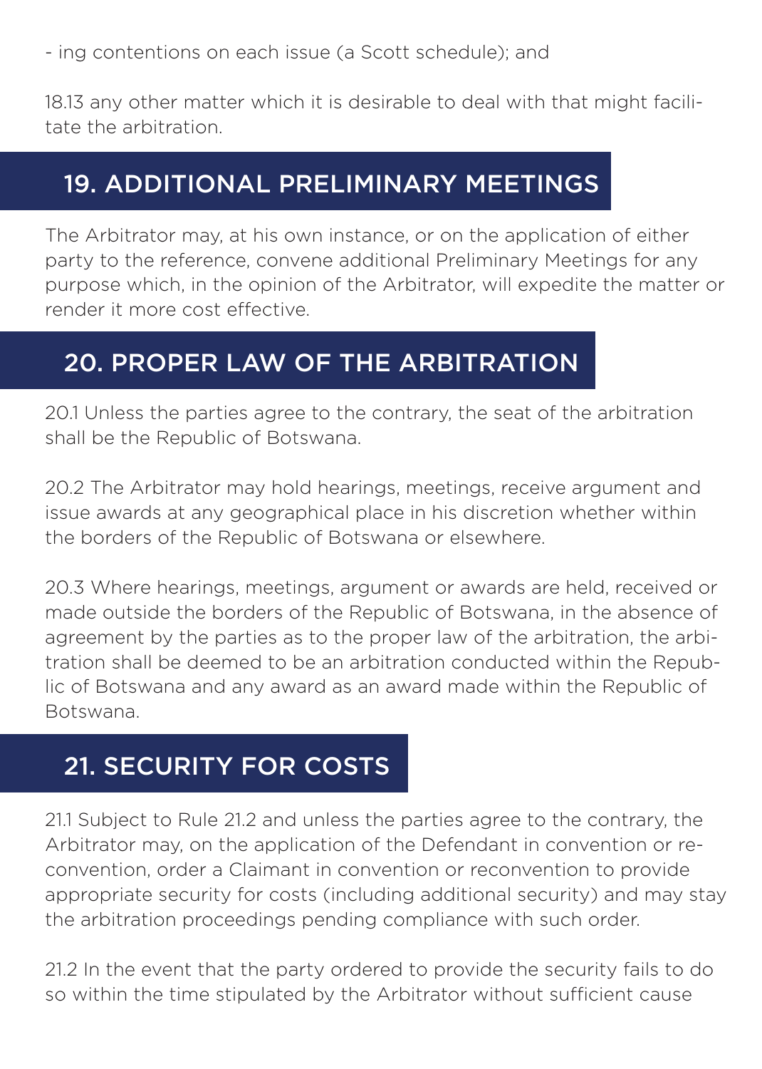- ing contentions on each issue (a Scott schedule); and

18.13 any other matter which it is desirable to deal with that might facilitate the arbitration.

## 19. ADDITIONAL PRELIMINARY MEETINGS

The Arbitrator may, at his own instance, or on the application of either party to the reference, convene additional Preliminary Meetings for any purpose which, in the opinion of the Arbitrator, will expedite the matter or render it more cost effective.

## 20. PROPER LAW OF THE ARBITRATION

20.1 Unless the parties agree to the contrary, the seat of the arbitration shall be the Republic of Botswana.

20.2 The Arbitrator may hold hearings, meetings, receive argument and issue awards at any geographical place in his discretion whether within the borders of the Republic of Botswana or elsewhere.

20.3 Where hearings, meetings, argument or awards are held, received or made outside the borders of the Republic of Botswana, in the absence of agreement by the parties as to the proper law of the arbitration, the arbitration shall be deemed to be an arbitration conducted within the Republic of Botswana and any award as an award made within the Republic of Botswana.

## 21. SECURITY FOR COSTS

21.1 Subject to Rule 21.2 and unless the parties agree to the contrary, the Arbitrator may, on the application of the Defendant in convention or reconvention, order a Claimant in convention or reconvention to provide appropriate security for costs (including additional security) and may stay the arbitration proceedings pending compliance with such order.

21.2 In the event that the party ordered to provide the security fails to do so within the time stipulated by the Arbitrator without sufficient cause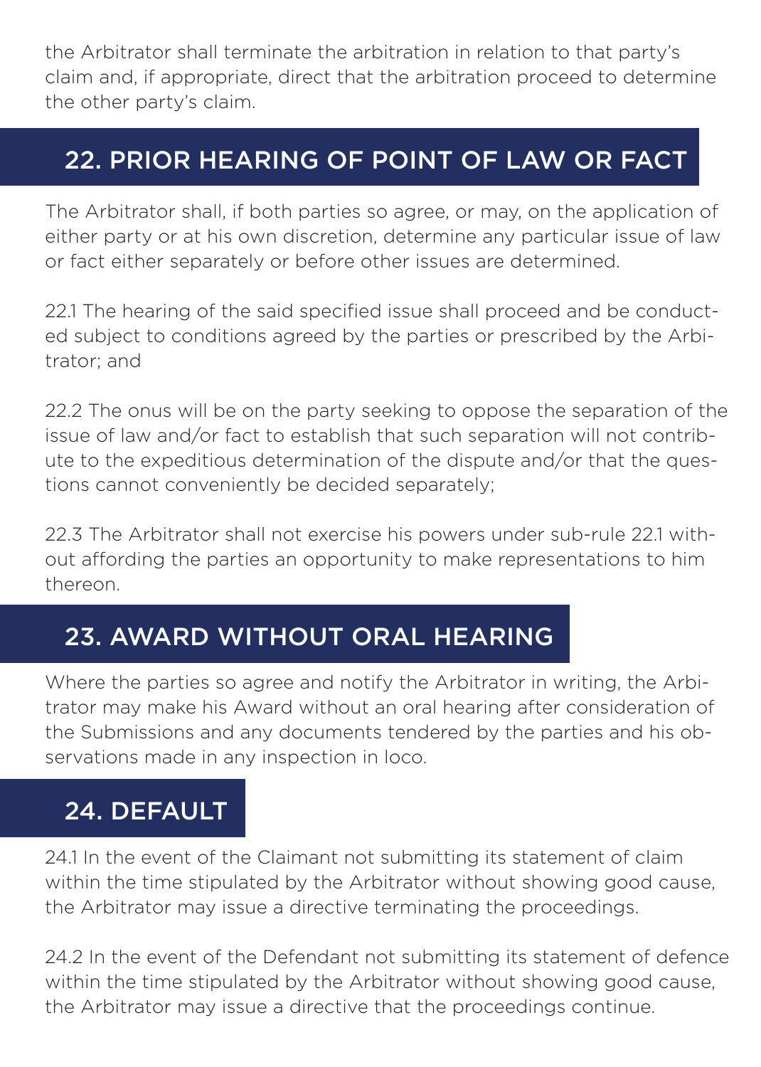the Arbitrator shall terminate the arbitration in relation to that party's claim and, if appropriate, direct that the arbitration proceed to determine the other party's claim.

## 22. PRIOR HEARING OF POINT OF LAW OR FACT

The Arbitrator shall, if both parties so agree, or may, on the application of either party or at his own discretion, determine any particular issue of law or fact either separately or before other issues are determined.

22.1 The hearing of the said specified issue shall proceed and be conducted subject to conditions agreed by the parties or prescribed by the Arbitrator; and

22.2 The onus will be on the party seeking to oppose the separation of the issue of law and/or fact to establish that such separation will not contribute to the expeditious determination of the dispute and/or that the questions cannot conveniently be decided separately;

22.3 The Arbitrator shall not exercise his powers under sub-rule 22.1 without affording the parties an opportunity to make representations to him thereon.

## 23. AWARD WITHOUT ORAL HEARING

Where the parties so agree and notify the Arbitrator in writing, the Arbitrator may make his Award without an oral hearing after consideration of the Submissions and any documents tendered by the parties and his observations made in any inspection in loco.

## 24. DEFAULT

24.1 In the event of the Claimant not submitting its statement of claim within the time stipulated by the Arbitrator without showing good cause, the Arbitrator may issue a directive terminating the proceedings.

24.2 In the event of the Defendant not submitting its statement of defence within the time stipulated by the Arbitrator without showing good cause, the Arbitrator may issue a directive that the proceedings continue.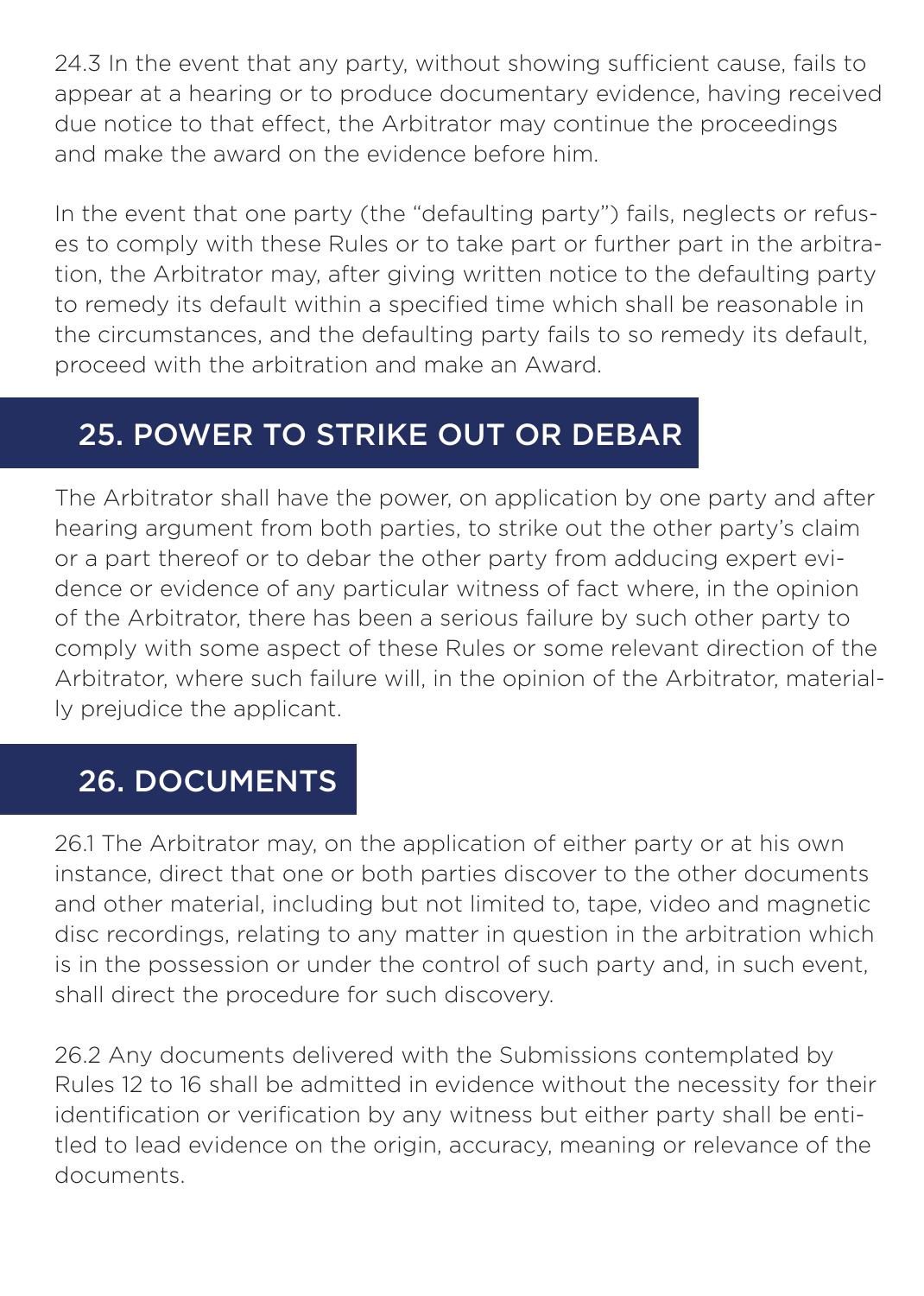24.3 In the event that any party, without showing sufficient cause, fails to appear at a hearing or to produce documentary evidence, having received due notice to that effect, the Arbitrator may continue the proceedings and make the award on the evidence before him.

In the event that one party (the "defaulting party") fails, neglects or refuses to comply with these Rules or to take part or further part in the arbitration, the Arbitrator may, after giving written notice to the defaulting party to remedy its default within a specified time which shall be reasonable in the circumstances, and the defaulting party fails to so remedy its default, proceed with the arbitration and make an Award.

## 25. POWER TO STRIKE OUT OR DEBAR

The Arbitrator shall have the power, on application by one party and after hearing argument from both parties, to strike out the other party's claim or a part thereof or to debar the other party from adducing expert evidence or evidence of any particular witness of fact where, in the opinion of the Arbitrator, there has been a serious failure by such other party to comply with some aspect of these Rules or some relevant direction of the Arbitrator, where such failure will, in the opinion of the Arbitrator, materially prejudice the applicant.

## 26. DOCUMENTS

26.1 The Arbitrator may, on the application of either party or at his own instance, direct that one or both parties discover to the other documents and other material, including but not limited to, tape, video and magnetic disc recordings, relating to any matter in question in the arbitration which is in the possession or under the control of such party and, in such event, shall direct the procedure for such discovery.

26.2 Any documents delivered with the Submissions contemplated by Rules 12 to 16 shall be admitted in evidence without the necessity for their identification or verification by any witness but either party shall be entitled to lead evidence on the origin, accuracy, meaning or relevance of the documents.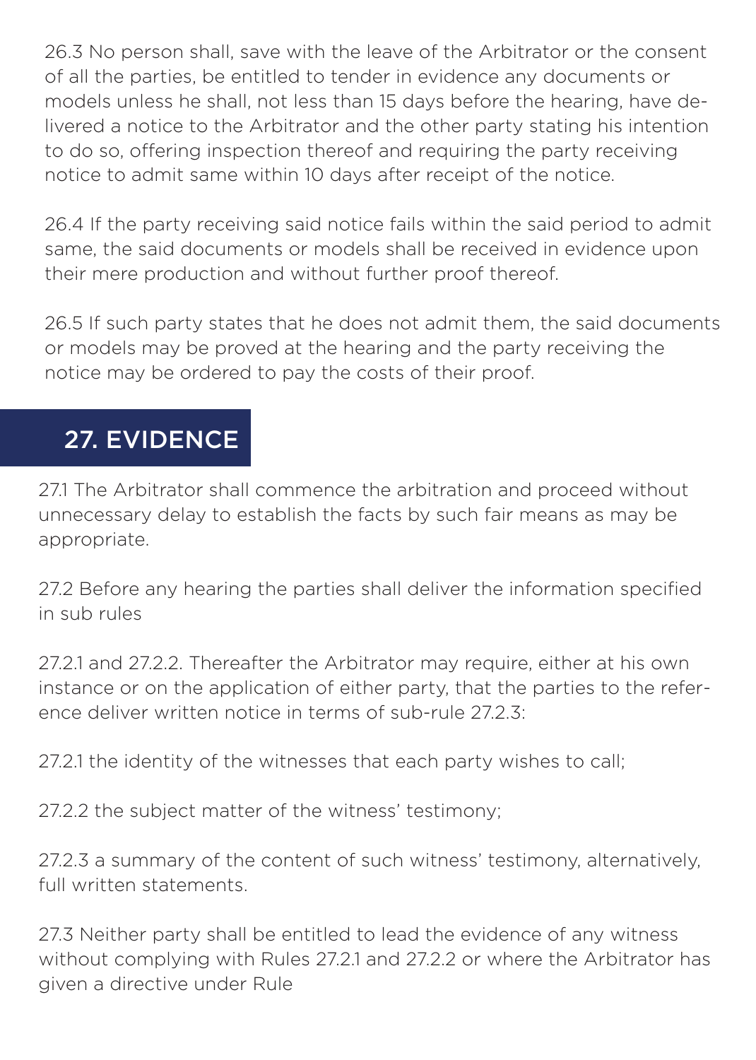26.3 No person shall, save with the leave of the Arbitrator or the consent of all the parties, be entitled to tender in evidence any documents or models unless he shall, not less than 15 days before the hearing, have delivered a notice to the Arbitrator and the other party stating his intention to do so, offering inspection thereof and requiring the party receiving notice to admit same within 10 days after receipt of the notice.

26.4 If the party receiving said notice fails within the said period to admit same, the said documents or models shall be received in evidence upon their mere production and without further proof thereof.

26.5 If such party states that he does not admit them, the said documents or models may be proved at the hearing and the party receiving the notice may be ordered to pay the costs of their proof.

## 27. EVIDENCE

27.1 The Arbitrator shall commence the arbitration and proceed without unnecessary delay to establish the facts by such fair means as may be appropriate.

27.2 Before any hearing the parties shall deliver the information specified in sub rules

27.2.1 and 27.2.2. Thereafter the Arbitrator may require, either at his own instance or on the application of either party, that the parties to the reference deliver written notice in terms of sub-rule 27.2.3:

27.2.1 the identity of the witnesses that each party wishes to call;

27.2.2 the subject matter of the witness' testimony;

27.2.3 a summary of the content of such witness' testimony, alternatively, full written statements.

27.3 Neither party shall be entitled to lead the evidence of any witness without complying with Rules 27.2.1 and 27.2.2 or where the Arbitrator has given a directive under Rule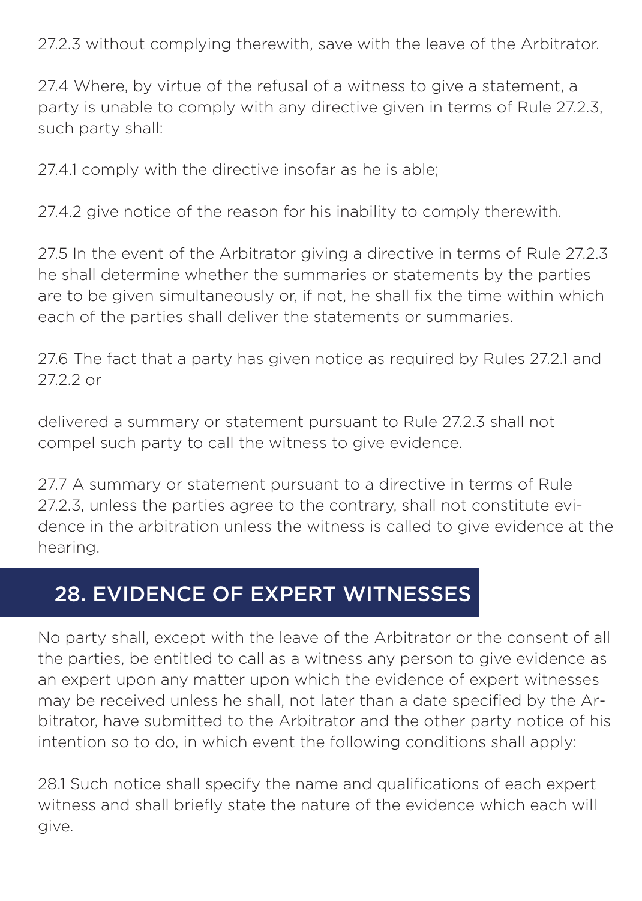27.2.3 without complying therewith, save with the leave of the Arbitrator.

27.4 Where, by virtue of the refusal of a witness to give a statement, a party is unable to comply with any directive given in terms of Rule 27.2.3, such party shall:

27.4.1 comply with the directive insofar as he is able;

27.4.2 give notice of the reason for his inability to comply therewith.

27.5 In the event of the Arbitrator giving a directive in terms of Rule 27.2.3 he shall determine whether the summaries or statements by the parties are to be given simultaneously or, if not, he shall fix the time within which each of the parties shall deliver the statements or summaries.

27.6 The fact that a party has given notice as required by Rules 27.2.1 and 27.2.2 or delivered a summary or statement pursuant to Rule 27.2.3 shall not compel such party to call the witness to give evidence.

27.7 A summary or statement pursuant to a directive in terms of Rule 27.2.3, unless the parties agree to the contrary, shall not constitute evidence in the arbitration unless the witness is called to give evidence at the hearing.

## 28. EVIDENCE OF EXPERT WITNESSES

No party shall, except with the leave of the Arbitrator or the consent of all the parties, be entitled to call as a witness any person to give evidence as an expert upon any matter upon which the evidence of expert witnesses may be received unless he shall, not later than a date specified by the Arbitrator, have submitted to the Arbitrator and the other party notice of his intention so to do, in which event the following conditions shall apply:

28.1 Such notice shall specify the name and qualifications of each expert witness and shall briefly state the nature of the evidence which each will give.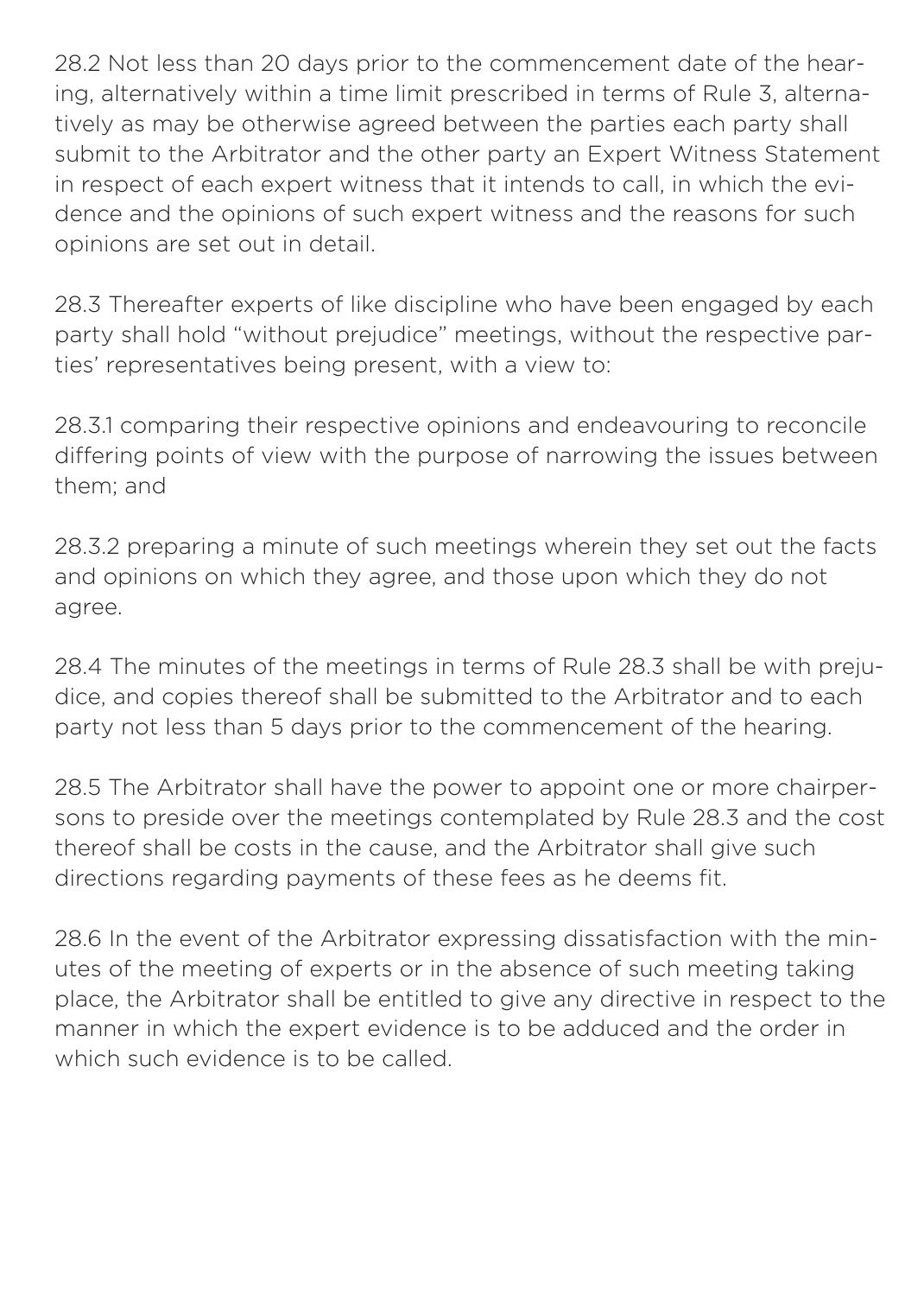28.2 Not less than 20 days prior to the commencement date of the hearing, alternatively within a time limit prescribed in terms of Rule 3, alternatively as may be otherwise agreed between the parties each party shall submit to the Arbitrator and the other party an Expert Witness Statement in respect of each expert witness that it intends to call, in which the evidence and the opinions of such expert witness and the reasons for such opinions are set out in detail.

28.3 Thereafter experts of like discipline who have been engaged by each party shall hold "without prejudice" meetings, without the respective parties' representatives being present, with a view to:

28.3.1 comparing their respective opinions and endeavouring to reconcile differing points of view with the purpose of narrowing the issues between them; and

28.3.2 preparing a minute of such meetings wherein they set out the facts and opinions on which they agree, and those upon which they do not agree.

28.4 The minutes of the meetings in terms of Rule 28.3 shall be with prejudice, and copies thereof shall be submitted to the Arbitrator and to each party not less than 5 days prior to the commencement of the hearing.

28.5 The Arbitrator shall have the power to appoint one or more chairpersons to preside over the meetings contemplated by Rule 28.3 and the cost thereof shall be costs in the cause, and the Arbitrator shall give such directions regarding payments of these fees as he deems fit.

28.6 In the event of the Arbitrator expressing dissatisfaction with the minutes of the meeting of experts or in the absence of such meeting taking place, the Arbitrator shall be entitled to give any directive in respect to the manner in which the expert evidence is to be adduced and the order in which such evidence is to be called.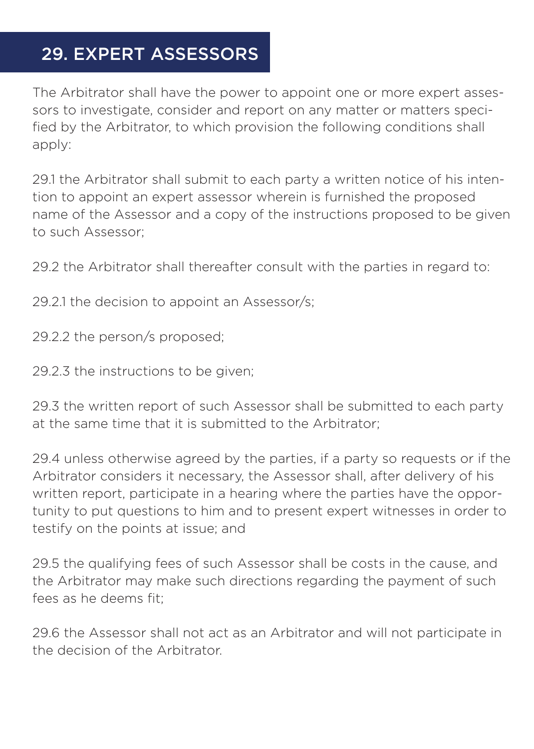## 29. EXPERT ASSESSORS

The Arbitrator shall have the power to appoint one or more expert assessors to investigate, consider and report on any matter or matters specified by the Arbitrator, to which provision the following conditions shall apply:

29.1 the Arbitrator shall submit to each party a written notice of his intention to appoint an expert assessor wherein is furnished the proposed name of the Assessor and a copy of the instructions proposed to be given to such Assessor;

29.2 the Arbitrator shall thereafter consult with the parties in regard to:

29.2.1 the decision to appoint an Assessor/s;

29.2.2 the person/s proposed;

29.2.3 the instructions to be given;

29.3 the written report of such Assessor shall be submitted to each party at the same time that it is submitted to the Arbitrator;

29.4 unless otherwise agreed by the parties, if a party so requests or if the Arbitrator considers it necessary, the Assessor shall, after delivery of his written report, participate in a hearing where the parties have the opportunity to put questions to him and to present expert witnesses in order to testify on the points at issue; and

29.5 the qualifying fees of such Assessor shall be costs in the cause, and the Arbitrator may make such directions regarding the payment of such fees as he deems fit;

29.6 the Assessor shall not act as an Arbitrator and will not participate in the decision of the Arbitrator.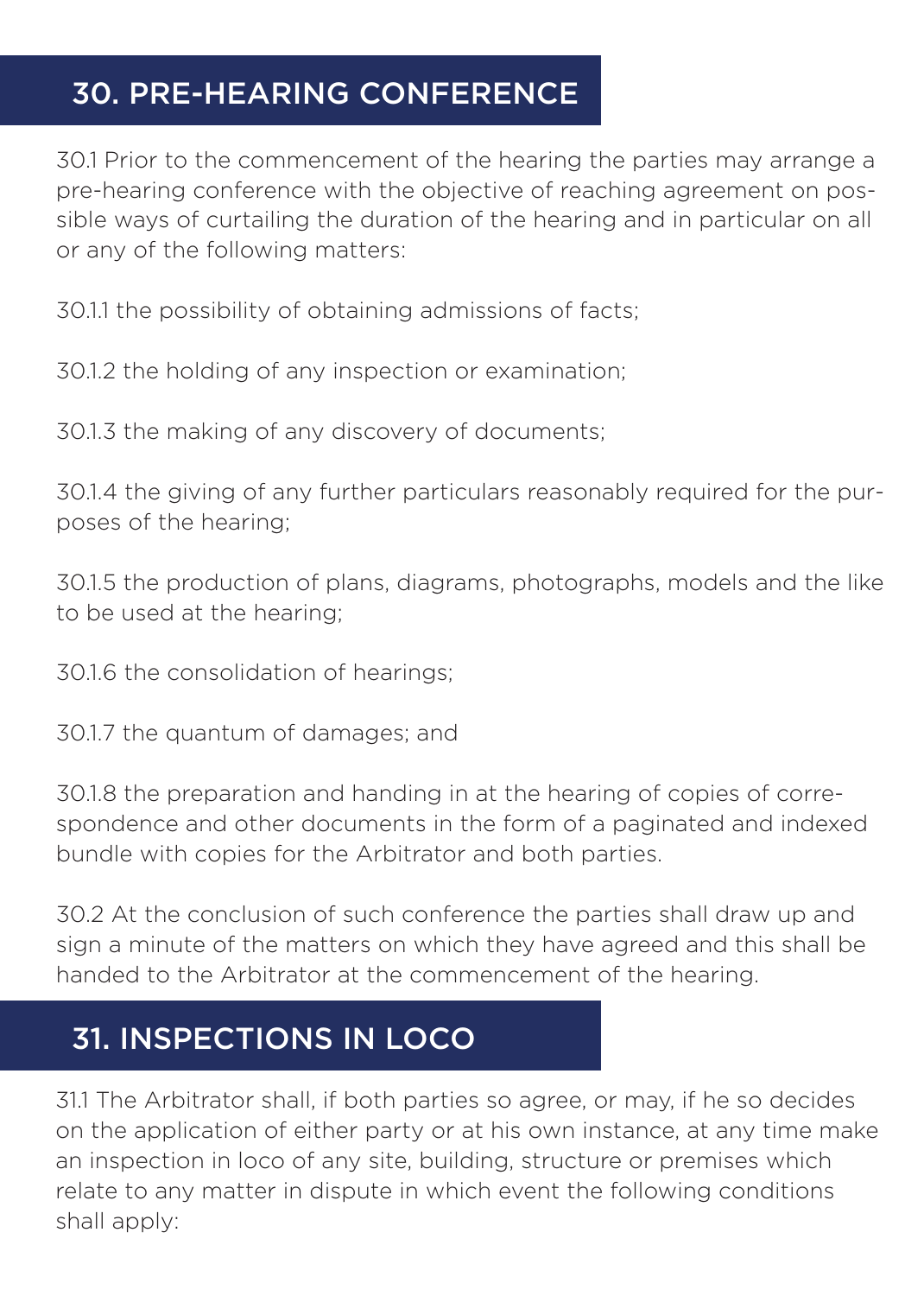## 30. PRE-HEARING CONFERENCE

30.1 Prior to the commencement of the hearing the parties may arrange a pre-hearing conference with the objective of reaching agreement on possible ways of curtailing the duration of the hearing and in particular on all or any of the following matters:

30.1.1 the possibility of obtaining admissions of facts;

30.1.2 the holding of any inspection or examination;

30.1.3 the making of any discovery of documents;

30.1.4 the giving of any further particulars reasonably required for the purposes of the hearing;

30.1.5 the production of plans, diagrams, photographs, models and the like to be used at the hearing;

30.1.6 the consolidation of hearings;

30.1.7 the quantum of damages; and

30.1.8 the preparation and handing in at the hearing of copies of correspondence and other documents in the form of a paginated and indexed bundle with copies for the Arbitrator and both parties.

30.2 At the conclusion of such conference the parties shall draw up and sign a minute of the matters on which they have agreed and this shall be handed to the Arbitrator at the commencement of the hearing.

## 31. INSPECTIONS IN LOCO

31.1 The Arbitrator shall, if both parties so agree, or may, if he so decides on the application of either party or at his own instance, at any time make an inspection in loco of any site, building, structure or premises which relate to any matter in dispute in which event the following conditions shall apply: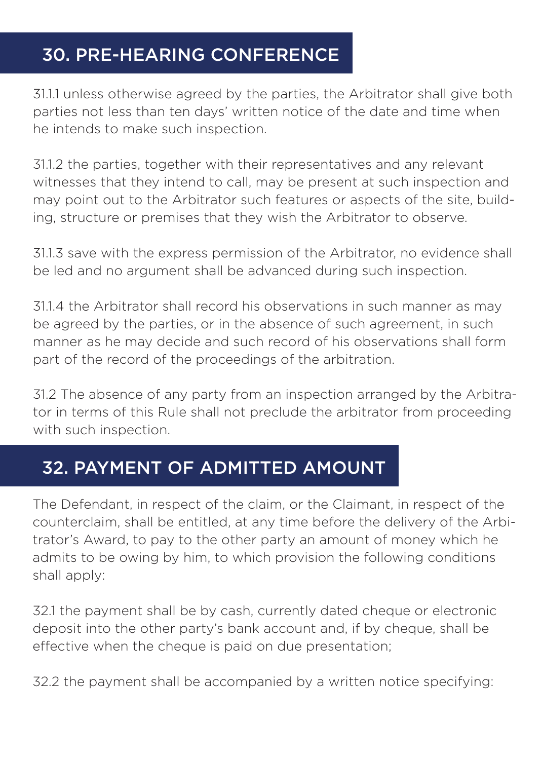## 30. PRE-HEARING CONFERENCE

31.1.1 unless otherwise agreed by the parties, the Arbitrator shall give both parties not less than ten days' written notice of the date and time when he intends to make such inspection.

31.1.2 the parties, together with their representatives and any relevant witnesses that they intend to call, may be present at such inspection and may point out to the Arbitrator such features or aspects of the site, building, structure or premises that they wish the Arbitrator to observe.

31.1.3 save with the express permission of the Arbitrator, no evidence shall be led and no argument shall be advanced during such inspection.

31.1.4 the Arbitrator shall record his observations in such manner as may be agreed by the parties, or in the absence of such agreement, in such manner as he may decide and such record of his observations shall form part of the record of the proceedings of the arbitration.

31.2 The absence of any party from an inspection arranged by the Arbitrator in terms of this Rule shall not preclude the arbitrator from proceeding with such inspection.

## 32. PAYMENT OF ADMITTED AMOUNT

The Defendant, in respect of the claim, or the Claimant, in respect of the counterclaim, shall be entitled, at any time before the delivery of the Arbitrator's Award, to pay to the other party an amount of money which he admits to be owing by him, to which provision the following conditions shall apply:

32.1 the payment shall be by cash, currently dated cheque or electronic deposit into the other party's bank account and, if by cheque, shall be effective when the cheque is paid on due presentation;

32.2 the payment shall be accompanied by a written notice specifying: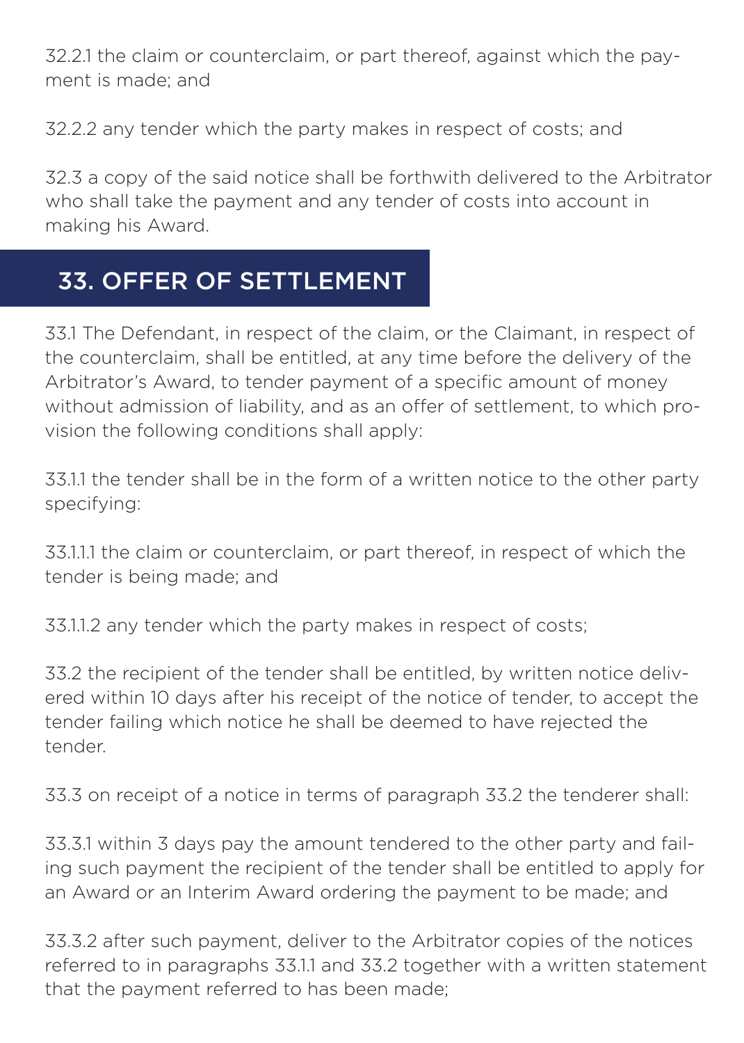32.2.1 the claim or counterclaim, or part thereof, against which the payment is made; and

32.2.2 any tender which the party makes in respect of costs; and

32.3 a copy of the said notice shall be forthwith delivered to the Arbitrator who shall take the payment and any tender of costs into account in making his Award.

## 33. OFFER OF SETTLEMENT

33.1 The Defendant, in respect of the claim, or the Claimant, in respect of the counterclaim, shall be entitled, at any time before the delivery of the Arbitrator's Award, to tender payment of a specific amount of money without admission of liability, and as an offer of settlement, to which provision the following conditions shall apply:

33.1.1 the tender shall be in the form of a written notice to the other party specifying:

33.1.1.1 the claim or counterclaim, or part thereof, in respect of which the tender is being made; and

33.1.1.2 any tender which the party makes in respect of costs;

33.2 the recipient of the tender shall be entitled, by written notice delivered within 10 days after his receipt of the notice of tender, to accept the tender failing which notice he shall be deemed to have rejected the tender.

33.3 on receipt of a notice in terms of paragraph 33.2 the tenderer shall:

33.3.1 within 3 days pay the amount tendered to the other party and failing such payment the recipient of the tender shall be entitled to apply for an Award or an Interim Award ordering the payment to be made; and

33.3.2 after such payment, deliver to the Arbitrator copies of the notices referred to in paragraphs 33.1.1 and 33.2 together with a written statement that the payment referred to has been made;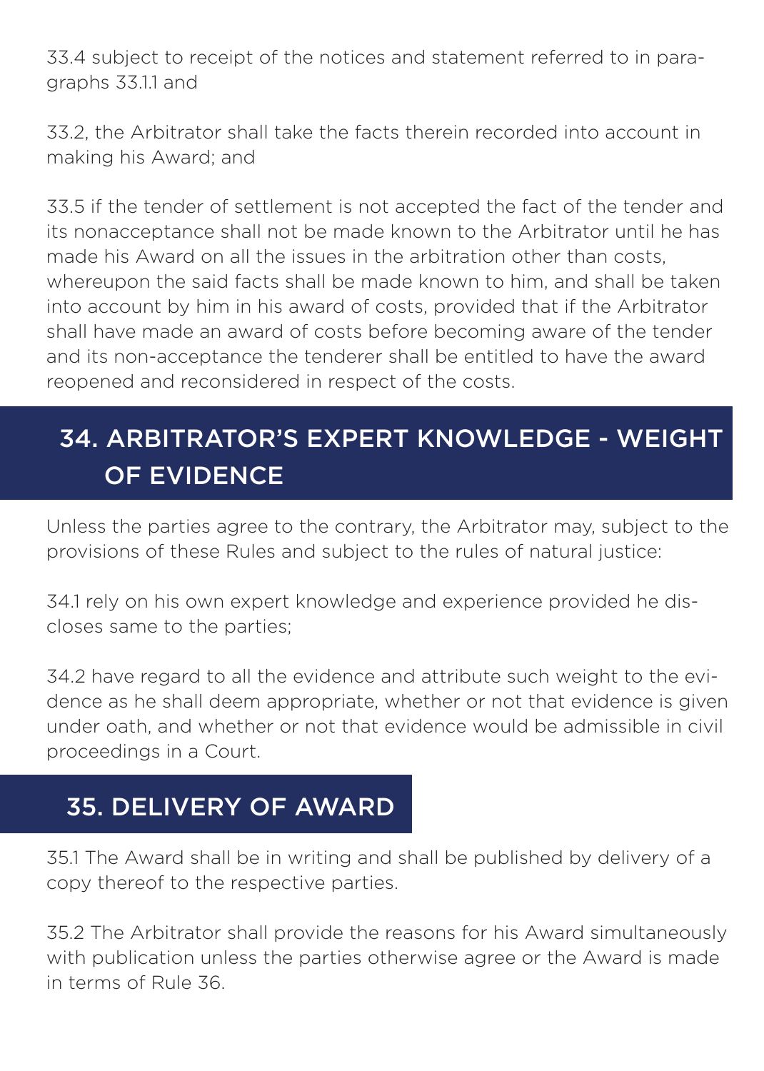33.4 subject to receipt of the notices and statement referred to in paragraphs 33.1.1 and

33.2, the Arbitrator shall take the facts therein recorded into account in making his Award; and

33.5 if the tender of settlement is not accepted the fact of the tender and its nonacceptance shall not be made known to the Arbitrator until he has made his Award on all the issues in the arbitration other than costs, whereupon the said facts shall be made known to him, and shall be taken into account by him in his award of costs, provided that if the Arbitrator shall have made an award of costs before becoming aware of the tender and its non-acceptance the tenderer shall be entitled to have the award reopened and reconsidered in respect of the costs.

## 34. ARBITRATOR'S EXPERT KNOWLEDGE - WEIGHT OF EVIDENCE

Unless the parties agree to the contrary, the Arbitrator may, subject to the provisions of these Rules and subject to the rules of natural justice:

34.1 rely on his own expert knowledge and experience provided he discloses same to the parties;

34.2 have regard to all the evidence and attribute such weight to the evidence as he shall deem appropriate, whether or not that evidence is given under oath, and whether or not that evidence would be admissible in civil proceedings in a Court.

## 35. DELIVERY OF AWARD

35.1 The Award shall be in writing and shall be published by delivery of a copy thereof to the respective parties.

35.2 The Arbitrator shall provide the reasons for his Award simultaneously with publication unless the parties otherwise agree or the Award is made in terms of Rule 36.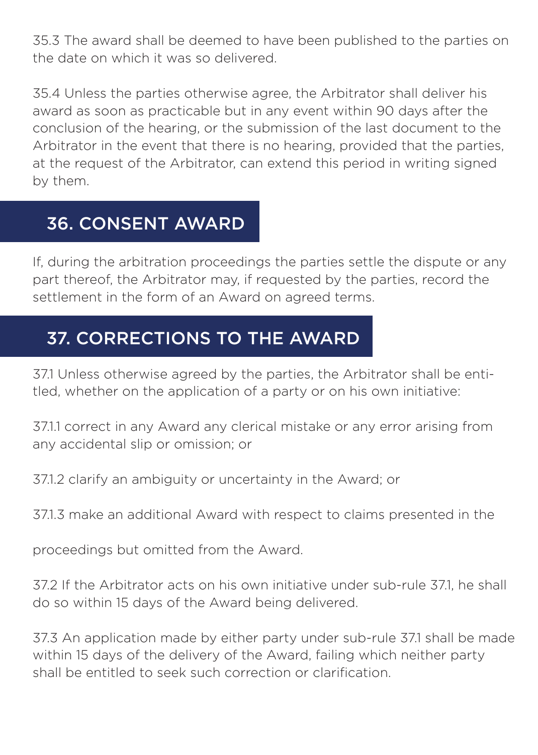35.3 The award shall be deemed to have been published to the parties on the date on which it was so delivered.

35.4 Unless the parties otherwise agree, the Arbitrator shall deliver his award as soon as practicable but in any event within 90 days after the conclusion of the hearing, or the submission of the last document to the Arbitrator in the event that there is no hearing, provided that the parties, at the request of the Arbitrator, can extend this period in writing signed by them.

## 36. CONSENT AWARD

If, during the arbitration proceedings the parties settle the dispute or any part thereof, the Arbitrator may, if requested by the parties, record the settlement in the form of an Award on agreed terms.

## 37. CORRECTIONS TO THE AWARD

37.1 Unless otherwise agreed by the parties, the Arbitrator shall be entitled, whether on the application of a party or on his own initiative:

37.1.1 correct in any Award any clerical mistake or any error arising from any accidental slip or omission; or

37.1.2 clarify an ambiguity or uncertainty in the Award; or

37.1.3 make an additional Award with respect to claims presented in the

proceedings but omitted from the Award.

37.2 If the Arbitrator acts on his own initiative under sub-rule 37.1, he shall do so within 15 days of the Award being delivered.

37.3 An application made by either party under sub-rule 37.1 shall be made within 15 days of the delivery of the Award, failing which neither party shall be entitled to seek such correction or clarification.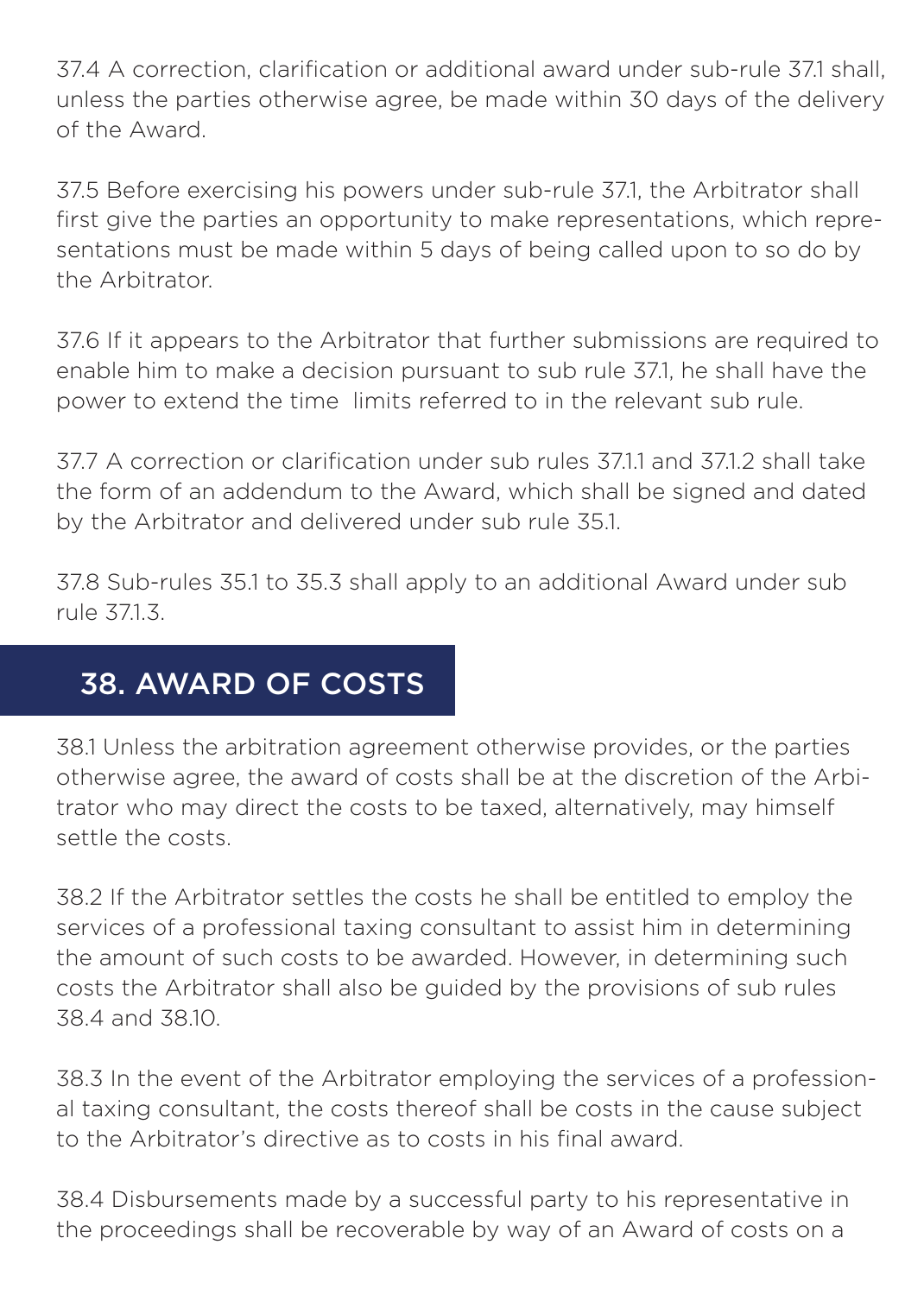37.4 A correction, clarification or additional award under sub-rule 37.1 shall, unless the parties otherwise agree, be made within 30 days of the delivery of the Award.

37.5 Before exercising his powers under sub-rule 37.1, the Arbitrator shall first give the parties an opportunity to make representations, which representations must be made within 5 days of being called upon to so do by the Arbitrator.

37.6 If it appears to the Arbitrator that further submissions are required to enable him to make a decision pursuant to sub rule 37.1, he shall have the power to extend the time limits referred to in the relevant sub rule.

37.7 A correction or clarification under sub rules 37.1.1 and 37.1.2 shall take the form of an addendum to the Award, which shall be signed and dated by the Arbitrator and delivered under sub rule 35.1.

37.8 Sub-rules 35.1 to 35.3 shall apply to an additional Award under sub rule 37.1.3.

## 38. AWARD OF COSTS

38.1 Unless the arbitration agreement otherwise provides, or the parties otherwise agree, the award of costs shall be at the discretion of the Arbitrator who may direct the costs to be taxed, alternatively, may himself settle the costs.

38.2 If the Arbitrator settles the costs he shall be entitled to employ the services of a professional taxing consultant to assist him in determining the amount of such costs to be awarded. However, in determining such costs the Arbitrator shall also be guided by the provisions of sub rules 38.4 and 38.10.

38.3 In the event of the Arbitrator employing the services of a professional taxing consultant, the costs thereof shall be costs in the cause subject to the Arbitrator's directive as to costs in his final award.

38.4 Disbursements made by a successful party to his representative in the proceedings shall be recoverable by way of an Award of costs on a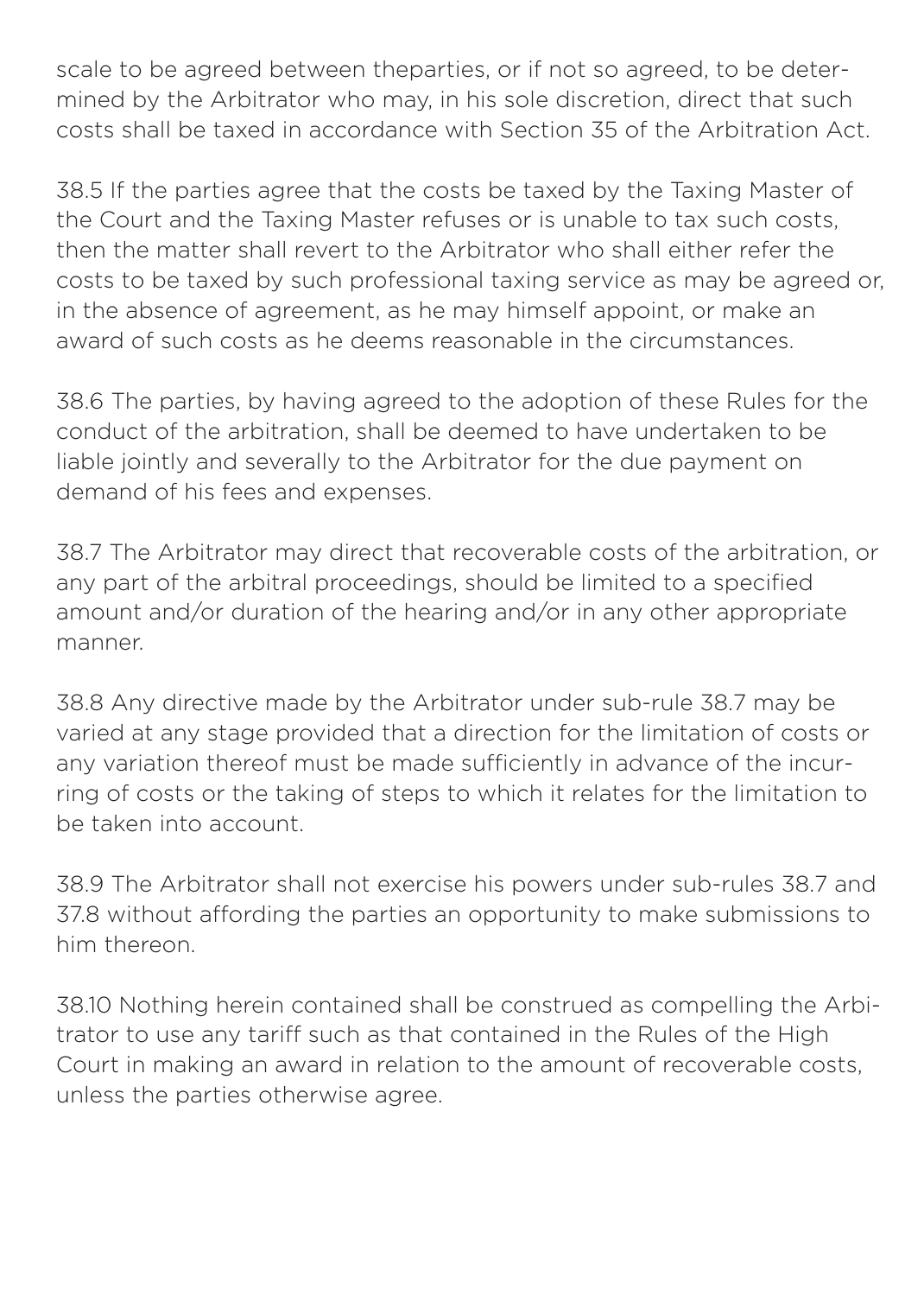scale to be agreed between theparties, or if not so agreed, to be determined by the Arbitrator who may, in his sole discretion, direct that such costs shall be taxed in accordance with Section 35 of the Arbitration Act.

38.5 If the parties agree that the costs be taxed by the Taxing Master of the Court and the Taxing Master refuses or is unable to tax such costs, then the matter shall revert to the Arbitrator who shall either refer the costs to be taxed by such professional taxing service as may be agreed or, in the absence of agreement, as he may himself appoint, or make an award of such costs as he deems reasonable in the circumstances.

38.6 The parties, by having agreed to the adoption of these Rules for the conduct of the arbitration, shall be deemed to have undertaken to be liable jointly and severally to the Arbitrator for the due payment on demand of his fees and expenses.

38.7 The Arbitrator may direct that recoverable costs of the arbitration, or any part of the arbitral proceedings, should be limited to a specified amount and/or duration of the hearing and/or in any other appropriate manner.

38.8 Any directive made by the Arbitrator under sub-rule 38.7 may be varied at any stage provided that a direction for the limitation of costs or any variation thereof must be made sufficiently in advance of the incurring of costs or the taking of steps to which it relates for the limitation to be taken into account.

38.9 The Arbitrator shall not exercise his powers under sub-rules 38.7 and 37.8 without affording the parties an opportunity to make submissions to him thereon.

38.10 Nothing herein contained shall be construed as compelling the Arbitrator to use any tariff such as that contained in the Rules of the High Court in making an award in relation to the amount of recoverable costs, unless the parties otherwise agree.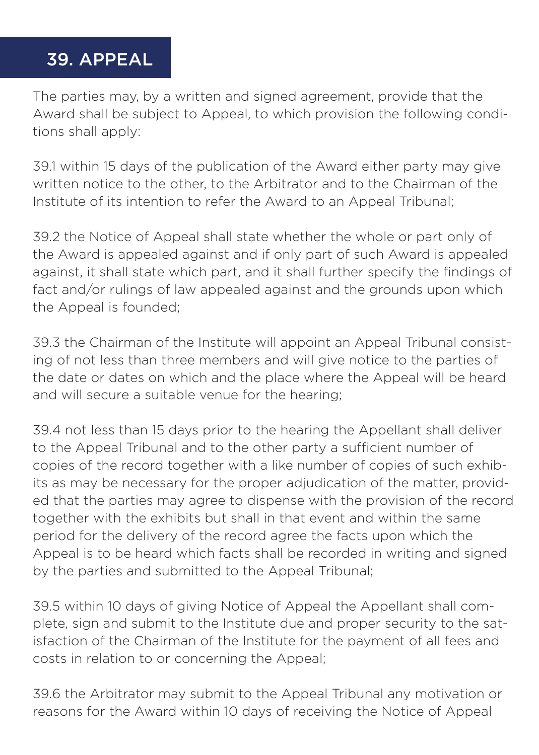## 39. APPEAL

The parties may, by a written and signed agreement, provide that the Award shall be subject to Appeal, to which provision the following conditions shall apply:

39.1 within 15 days of the publication of the Award either party may give written notice to the other, to the Arbitrator and to the Chairman of the Institute of its intention to refer the Award to an Appeal Tribunal;

39.2 the Notice of Appeal shall state whether the whole or part only of the Award is appealed against and if only part of such Award is appealed against, it shall state which part, and it shall further specify the findings of fact and/or rulings of law appealed against and the grounds upon which the Appeal is founded;

39.3 the Chairman of the Institute will appoint an Appeal Tribunal consisting of not less than three members and will give notice to the parties of the date or dates on which and the place where the Appeal will be heard and will secure a suitable venue for the hearing;

39.4 not less than 15 days prior to the hearing the Appellant shall deliver to the Appeal Tribunal and to the other party a sufficient number of copies of the record together with a like number of copies of such exhibits as may be necessary for the proper adjudication of the matter, provided that the parties may agree to dispense with the provision of the record together with the exhibits but shall in that event and within the same period for the delivery of the record agree the facts upon which the Appeal is to be heard which facts shall be recorded in writing and signed by the parties and submitted to the Appeal Tribunal;

39.5 within 10 days of giving Notice of Appeal the Appellant shall complete, sign and submit to the Institute due and proper security to the satisfaction of the Chairman of the Institute for the payment of all fees and costs in relation to or concerning the Appeal;

39.6 the Arbitrator may submit to the Appeal Tribunal any motivation or reasons for the Award within 10 days of receiving the Notice of Appeal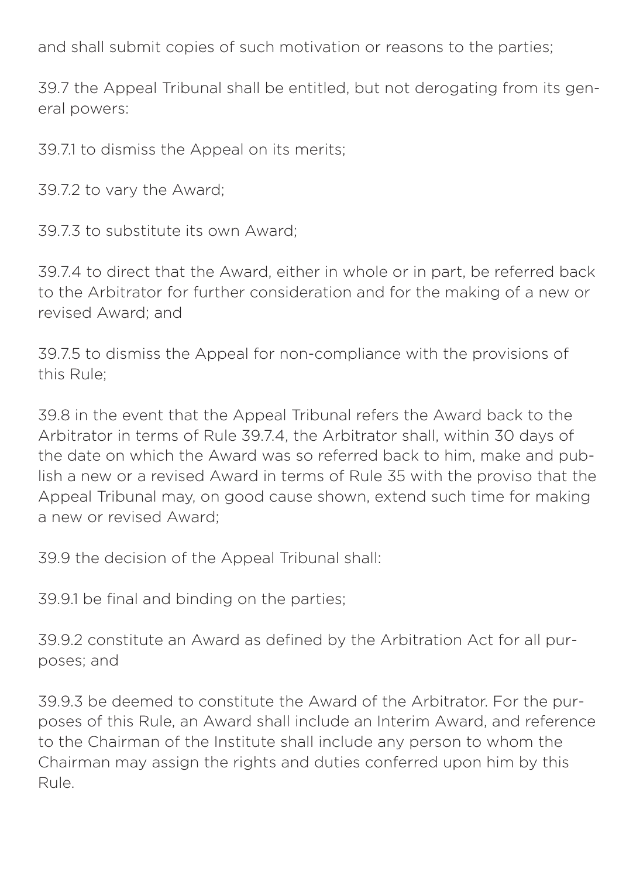and shall submit copies of such motivation or reasons to the parties;

39.7 the Appeal Tribunal shall be entitled, but not derogating from its general powers:

39.7.1 to dismiss the Appeal on its merits;

39.7.2 to vary the Award;

39.7.3 to substitute its own Award;

39.7.4 to direct that the Award, either in whole or in part, be referred back to the Arbitrator for further consideration and for the making of a new or revised Award; and

39.7.5 to dismiss the Appeal for non-compliance with the provisions of this Rule;

39.8 in the event that the Appeal Tribunal refers the Award back to the Arbitrator in terms of Rule 39.7.4, the Arbitrator shall, within 30 days of the date on which the Award was so referred back to him, make and publish a new or a revised Award in terms of Rule 35 with the proviso that the Appeal Tribunal may, on good cause shown, extend such time for making a new or revised Award;

39.9 the decision of the Appeal Tribunal shall:

39.9.1 be final and binding on the parties;

39.9.2 constitute an Award as defined by the Arbitration Act for all purposes; and

39.9.3 be deemed to constitute the Award of the Arbitrator. For the purposes of this Rule, an Award shall include an Interim Award, and reference to the Chairman of the Institute shall include any person to whom the Chairman may assign the rights and duties conferred upon him by this Rule.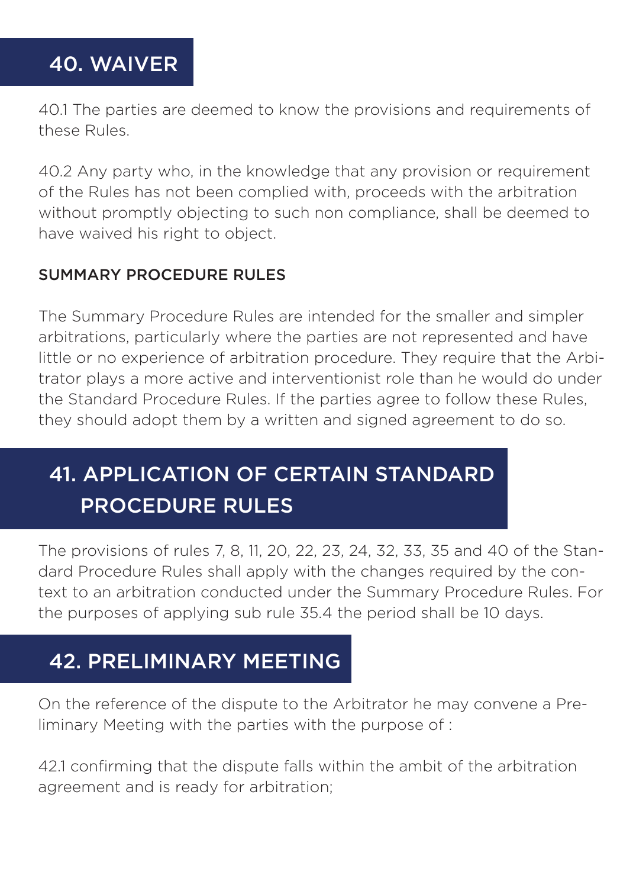## 40. WAIVER

40.1 The parties are deemed to know the provisions and requirements of these Rules.

40.2 Any party who, in the knowledge that any provision or requirement of the Rules has not been complied with, proceeds with the arbitration without promptly objecting to such non compliance, shall be deemed to have waived his right to object.

### SUMMARY PROCEDURE RULES

The Summary Procedure Rules are intended for the smaller and simpler arbitrations, particularly where the parties are not represented and have little or no experience of arbitration procedure. They require that the Arbitrator plays a more active and interventionist role than he would do under the Standard Procedure Rules. If the parties agree to follow these Rules, they should adopt them by a written and signed agreement to do so.

## 41. APPLICATION OF CERTAIN STANDARD PROCEDURE RULES

The provisions of rules 7, 8, 11, 20, 22, 23, 24, 32, 33, 35 and 40 of the Standard Procedure Rules shall apply with the changes required by the context to an arbitration conducted under the Summary Procedure Rules. For the purposes of applying sub rule 35.4 the period shall be 10 days.

## 42. PRELIMINARY MEETING

On the reference of the dispute to the Arbitrator he may convene a Preliminary Meeting with the parties with the purpose of :

42.1 confirming that the dispute falls within the ambit of the arbitration agreement and is ready for arbitration;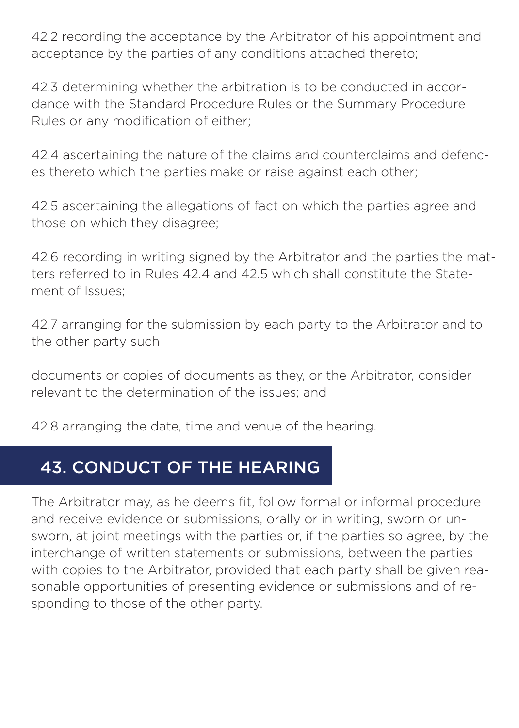42.2 recording the acceptance by the Arbitrator of his appointment and acceptance by the parties of any conditions attached thereto;

42.3 determining whether the arbitration is to be conducted in accordance with the Standard Procedure Rules or the Summary Procedure Rules or any modification of either;

42.4 ascertaining the nature of the claims and counterclaims and defences thereto which the parties make or raise against each other;

42.5 ascertaining the allegations of fact on which the parties agree and those on which they disagree;

42.6 recording in writing signed by the Arbitrator and the parties the matters referred to in Rules 42.4 and 42.5 which shall constitute the Statement of Issues;

42.7 arranging for the submission by each party to the Arbitrator and to the other party such

documents or copies of documents as they, or the Arbitrator, consider relevant to the determination of the issues; and

42.8 arranging the date, time and venue of the hearing.

## 43. CONDUCT OF THE HEARING

The Arbitrator may, as he deems fit, follow formal or informal procedure and receive evidence or submissions, orally or in writing, sworn or unsworn, at joint meetings with the parties or, if the parties so agree, by the interchange of written statements or submissions, between the parties with copies to the Arbitrator, provided that each party shall be given reasonable opportunities of presenting evidence or submissions and of responding to those of the other party.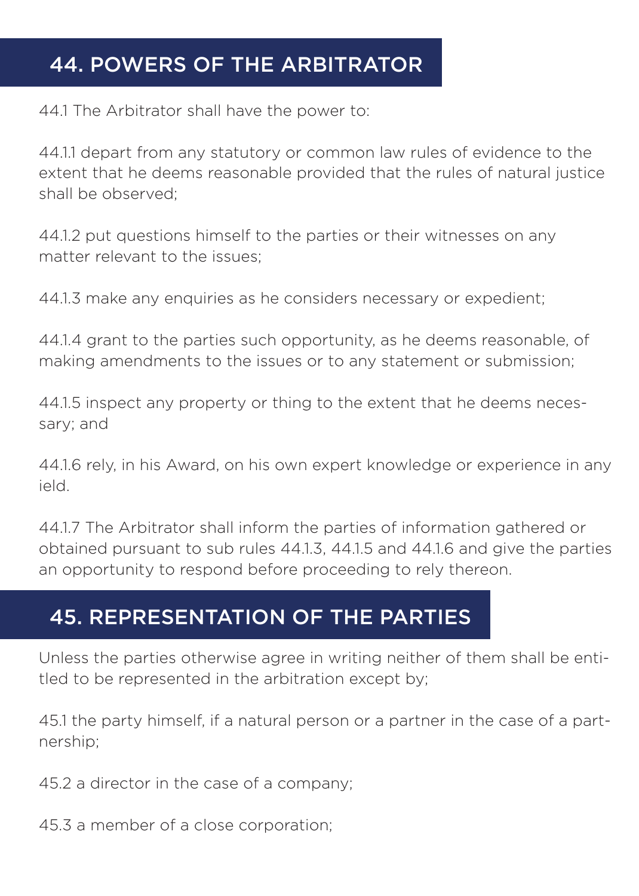## 44. POWERS OF THE ARBITRATOR

44.1 The Arbitrator shall have the power to:

44.1.1 depart from any statutory or common law rules of evidence to the extent that he deems reasonable provided that the rules of natural justice shall be observed;

44.1.2 put questions himself to the parties or their witnesses on any matter relevant to the issues;

44.1.3 make any enquiries as he considers necessary or expedient;

44.1.4 grant to the parties such opportunity, as he deems reasonable, of making amendments to the issues or to any statement or submission;

44.1.5 inspect any property or thing to the extent that he deems necessary; and

44.1.6 rely, in his Award, on his own expert knowledge or experience in any ield.

44.1.7 The Arbitrator shall inform the parties of information gathered or obtained pursuant to sub rules 44.1.3, 44.1.5 and 44.1.6 and give the parties an opportunity to respond before proceeding to rely thereon.

## 45. REPRESENTATION OF THE PARTIES

Unless the parties otherwise agree in writing neither of them shall be entitled to be represented in the arbitration except by;

45.1 the party himself, if a natural person or a partner in the case of a partnership;

45.2 a director in the case of a company;

45.3 a member of a close corporation;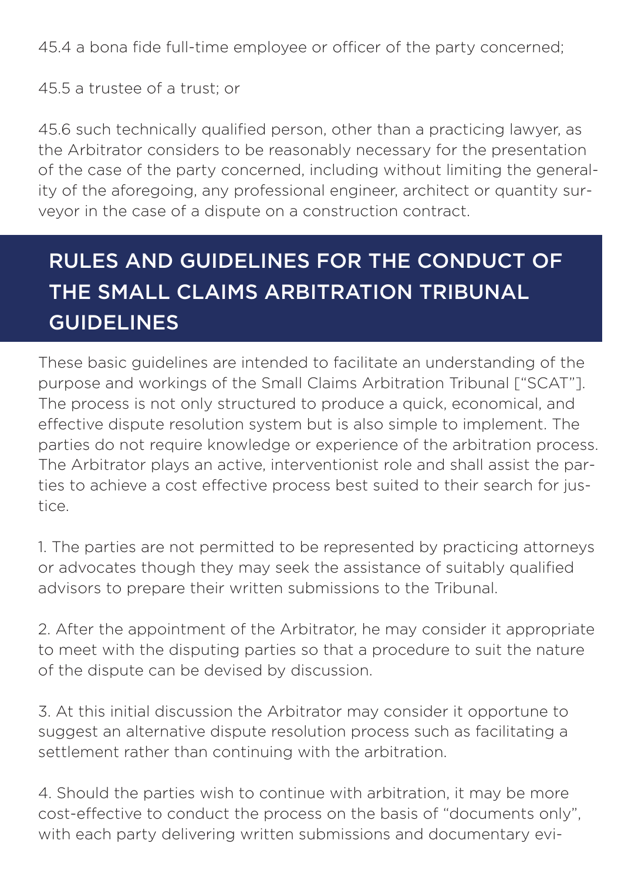45.4 a bona fide full-time employee or officer of the party concerned;

45.5 a trustee of a trust; or

45.6 such technically qualified person, other than a practicing lawyer, as the Arbitrator considers to be reasonably necessary for the presentation of the case of the party concerned, including without limiting the generality of the aforegoing, any professional engineer, architect or quantity surveyor in the case of a dispute on a construction contract.

## RULES AND GUIDELINES FOR THE CONDUCT OF THE SMALL CLAIMS ARBITRATION TRIBUNAL GUIDELINES

These basic guidelines are intended to facilitate an understanding of the purpose and workings of the Small Claims Arbitration Tribunal ["SCAT"]. The process is not only structured to produce a quick, economical, and effective dispute resolution system but is also simple to implement. The parties do not require knowledge or experience of the arbitration process. The Arbitrator plays an active, interventionist role and shall assist the parties to achieve a cost effective process best suited to their search for justice.

1. The parties are not permitted to be represented by practicing attorneys or advocates though they may seek the assistance of suitably qualified advisors to prepare their written submissions to the Tribunal.

2. After the appointment of the Arbitrator, he may consider it appropriate to meet with the disputing parties so that a procedure to suit the nature of the dispute can be devised by discussion.

3. At this initial discussion the Arbitrator may consider it opportune to suggest an alternative dispute resolution process such as facilitating a settlement rather than continuing with the arbitration.

4. Should the parties wish to continue with arbitration, it may be more cost-effective to conduct the process on the basis of "documents only", with each party delivering written submissions and documentary evi-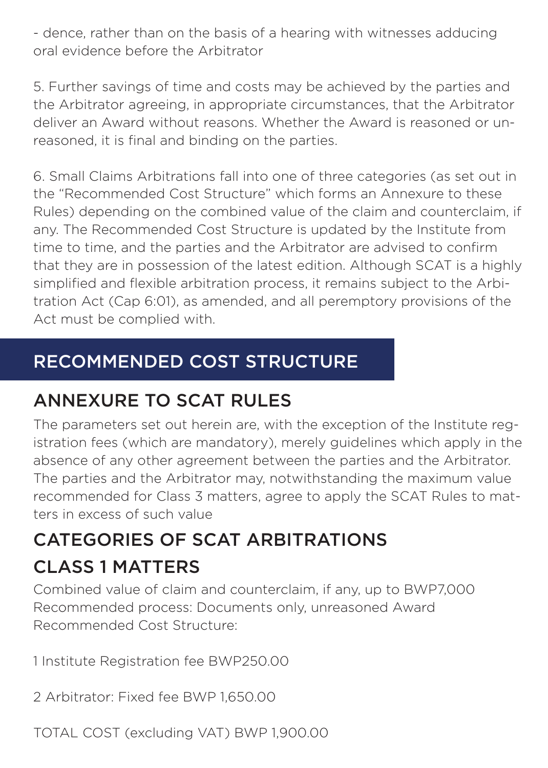- dence, rather than on the basis of a hearing with witnesses adducing oral evidence before the Arbitrator

5. Further savings of time and costs may be achieved by the parties and the Arbitrator agreeing, in appropriate circumstances, that the Arbitrator deliver an Award without reasons. Whether the Award is reasoned or unreasoned, it is final and binding on the parties.

6. Small Claims Arbitrations fall into one of three categories (as set out in the "Recommended Cost Structure" which forms an Annexure to these Rules) depending on the combined value of the claim and counterclaim, if any. The Recommended Cost Structure is updated by the Institute from time to time, and the parties and the Arbitrator are advised to confirm that they are in possession of the latest edition. Although SCAT is a highly simplified and flexible arbitration process, it remains subject to the Arbitration Act (Cap 6:01), as amended, and all peremptory provisions of the Act must be complied with.

# RECOMMENDED COST STRUCTURE

## ANNEXURE TO SCAT RULES

The parameters set out herein are, with the exception of the Institute registration fees (which are mandatory), merely guidelines which apply in the absence of any other agreement between the parties and the Arbitrator. The parties and the Arbitrator may, notwithstanding the maximum value recommended for Class 3 matters, agree to apply the SCAT Rules to matters in excess of such value

## CATEGORIES OF SCAT ARBITRATIONS

## CLASS 1 MATTERS

Combined value of claim and counterclaim, if any, up to BWP7,000
Recommended process: Documents only, unreasoned Award
Recommended Cost Structure:

1 Institute Registration fee BWP250.00

2 Arbitrator: Fixed fee BWP 1,650.00

TOTAL COST (excluding VAT) BWP 1,900.00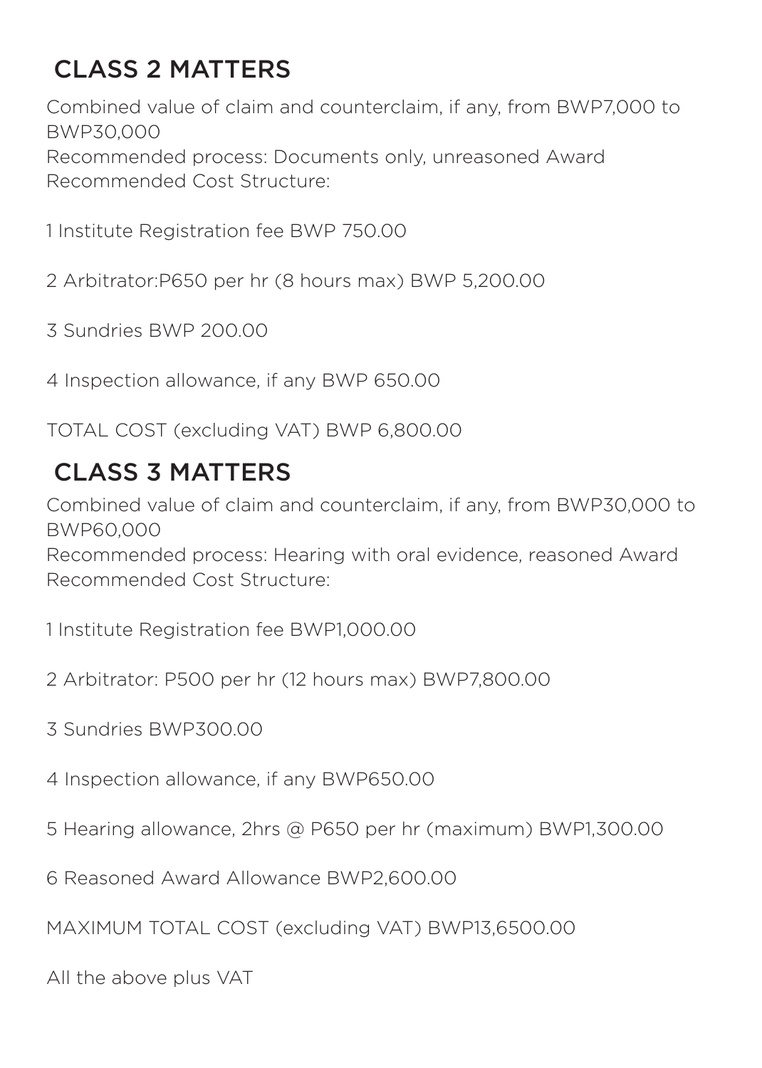## CLASS 2 MATTERS

Combined value of claim and counterclaim, if any, from BWP7,000 to BWP30,000
Recommended process: Documents only, unreasoned Award
Recommended Cost Structure:

1 Institute Registration fee BWP 750.00

2 Arbitrator:P650 per hr (8 hours max) BWP 5,200.00

3 Sundries BWP 200.00

4 Inspection allowance, if any BWP 650.00

TOTAL COST (excluding VAT) BWP 6,800.00

## CLASS 3 MATTERS

Combined value of claim and counterclaim, if any, from BWP30,000 to BWP60,000
Recommended process: Hearing with oral evidence, reasoned Award
Recommended Cost Structure:

1 Institute Registration fee BWP1,000.00

2 Arbitrator: P500 per hr (12 hours max) BWP7,800.00

3 Sundries BWP300.00

4 Inspection allowance, if any BWP650.00

5 Hearing allowance, 2hrs @ P650 per hr (maximum) BWP1,300.00

6 Reasoned Award Allowance BWP2,600.00

MAXIMUM TOTAL COST (excluding VAT) BWP13,6500.00

All the above plus VAT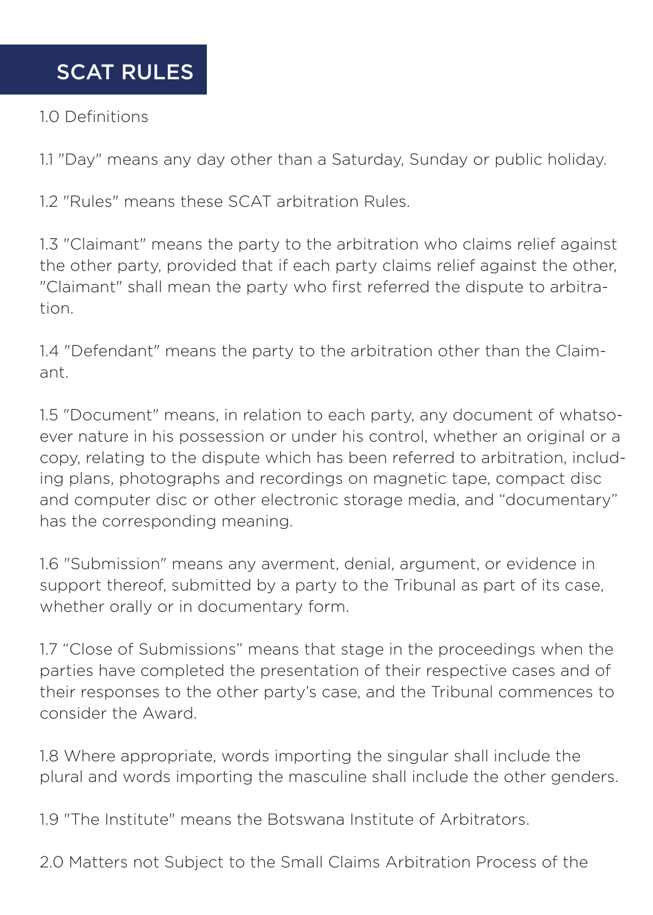# SCAT RULES

1.0 Definitions

1.1 "Day" means any day other than a Saturday, Sunday or public holiday.

1.2 "Rules" means these SCAT arbitration Rules.

1.3 "Claimant" means the party to the arbitration who claims relief against the other party, provided that if each party claims relief against the other, "Claimant" shall mean the party who first referred the dispute to arbitration.

1.4 "Defendant" means the party to the arbitration other than the Claimant.

1.5 "Document" means, in relation to each party, any document of whatsoever nature in his possession or under his control, whether an original or a copy, relating to the dispute which has been referred to arbitration, including plans, photographs and recordings on magnetic tape, compact disc and computer disc or other electronic storage media, and "documentary" has the corresponding meaning.

1.6 "Submission" means any averment, denial, argument, or evidence in support thereof, submitted by a party to the Tribunal as part of its case, whether orally or in documentary form.

1.7 "Close of Submissions" means that stage in the proceedings when the parties have completed the presentation of their respective cases and of their responses to the other party's case, and the Tribunal commences to consider the Award.

1.8 Where appropriate, words importing the singular shall include the plural and words importing the masculine shall include the other genders.

1.9 "The Institute" means the Botswana Institute of Arbitrators.

2.0 Matters not Subject to the Small Claims Arbitration Process of the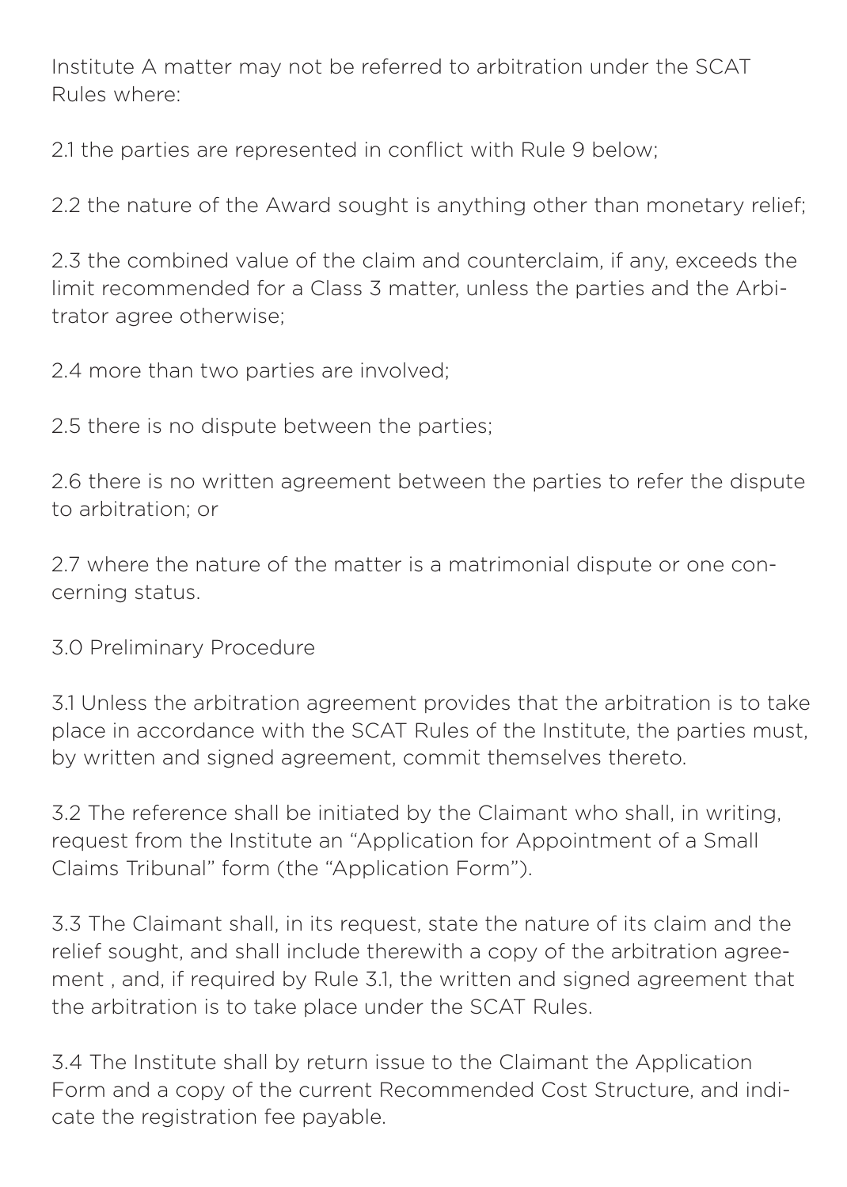Institute A matter may not be referred to arbitration under the SCAT Rules where:

2.1 the parties are represented in conflict with Rule 9 below;

2.2 the nature of the Award sought is anything other than monetary relief;

2.3 the combined value of the claim and counterclaim, if any, exceeds the limit recommended for a Class 3 matter, unless the parties and the Arbitrator agree otherwise;

2.4 more than two parties are involved;

2.5 there is no dispute between the parties;

2.6 there is no written agreement between the parties to refer the dispute to arbitration; or

2.7 where the nature of the matter is a matrimonial dispute or one concerning status.

3.0 Preliminary Procedure

3.1 Unless the arbitration agreement provides that the arbitration is to take place in accordance with the SCAT Rules of the Institute, the parties must, by written and signed agreement, commit themselves thereto.

3.2 The reference shall be initiated by the Claimant who shall, in writing, request from the Institute an "Application for Appointment of a Small Claims Tribunal" form (the "Application Form").

3.3 The Claimant shall, in its request, state the nature of its claim and the relief sought, and shall include therewith a copy of the arbitration agreement , and, if required by Rule 3.1, the written and signed agreement that the arbitration is to take place under the SCAT Rules.

3.4 The Institute shall by return issue to the Claimant the Application Form and a copy of the current Recommended Cost Structure, and indicate the registration fee payable.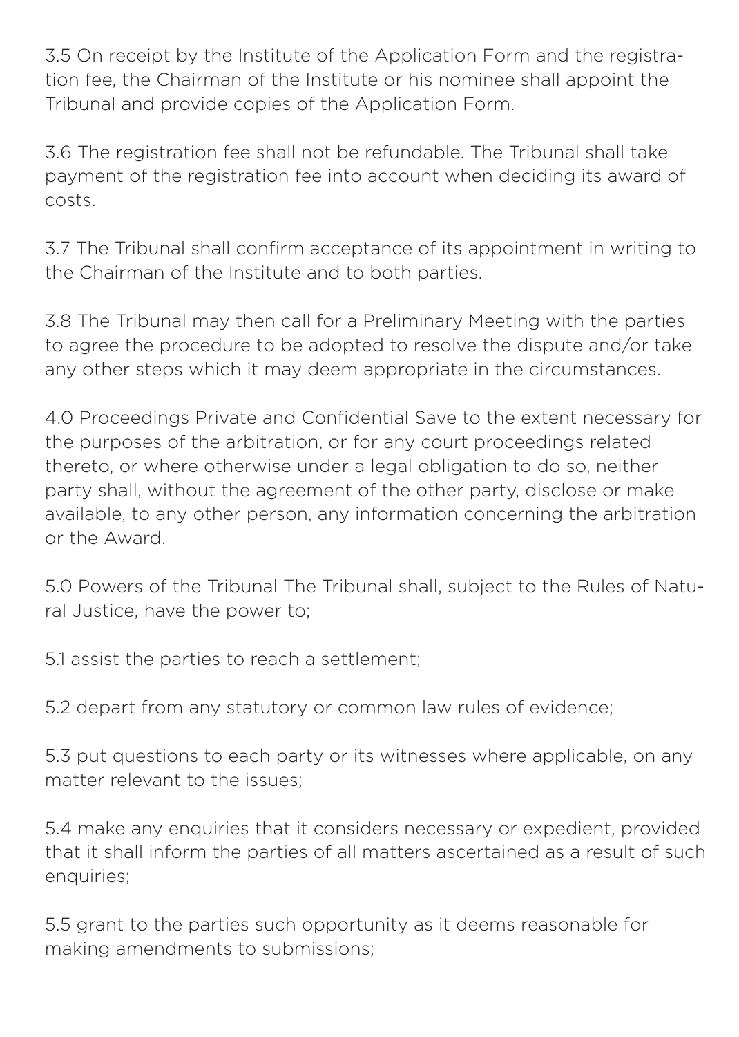3.5 On receipt by the Institute of the Application Form and the registration fee, the Chairman of the Institute or his nominee shall appoint the Tribunal and provide copies of the Application Form.

3.6 The registration fee shall not be refundable. The Tribunal shall take payment of the registration fee into account when deciding its award of costs.

3.7 The Tribunal shall confirm acceptance of its appointment in writing to the Chairman of the Institute and to both parties.

3.8 The Tribunal may then call for a Preliminary Meeting with the parties to agree the procedure to be adopted to resolve the dispute and/or take any other steps which it may deem appropriate in the circumstances.

4.0 Proceedings Private and Confidential Save to the extent necessary for the purposes of the arbitration, or for any court proceedings related thereto, or where otherwise under a legal obligation to do so, neither party shall, without the agreement of the other party, disclose or make available, to any other person, any information concerning the arbitration or the Award.

5.0 Powers of the Tribunal The Tribunal shall, subject to the Rules of Natural Justice, have the power to;

5.1 assist the parties to reach a settlement;

5.2 depart from any statutory or common law rules of evidence;

5.3 put questions to each party or its witnesses where applicable, on any matter relevant to the issues;

5.4 make any enquiries that it considers necessary or expedient, provided that it shall inform the parties of all matters ascertained as a result of such enquiries;

5.5 grant to the parties such opportunity as it deems reasonable for making amendments to submissions;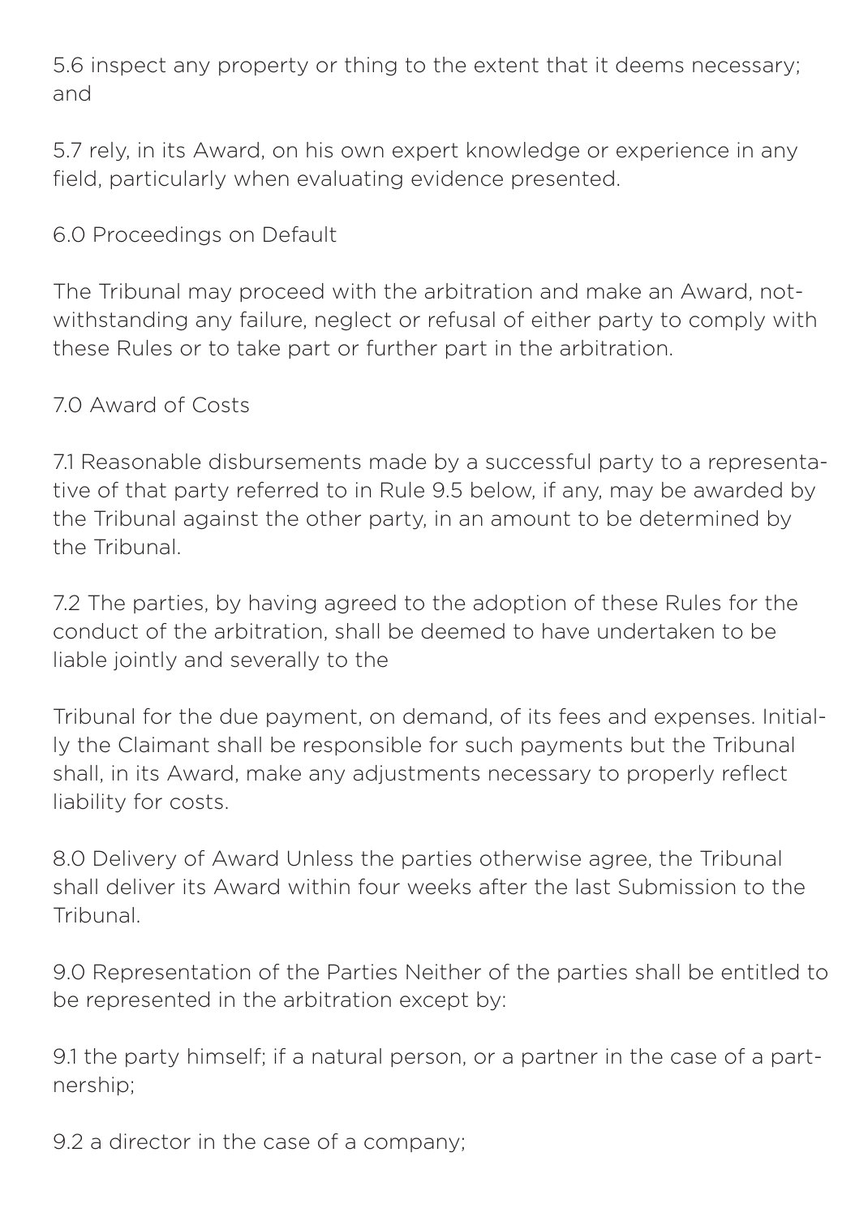5.6 inspect any property or thing to the extent that it deems necessary; and

5.7 rely, in its Award, on his own expert knowledge or experience in any field, particularly when evaluating evidence presented.

6.0 Proceedings on Default

The Tribunal may proceed with the arbitration and make an Award, notwithstanding any failure, neglect or refusal of either party to comply with these Rules or to take part or further part in the arbitration.

7.0 Award of Costs

7.1 Reasonable disbursements made by a successful party to a representative of that party referred to in Rule 9.5 below, if any, may be awarded by the Tribunal against the other party, in an amount to be determined by the Tribunal.

7.2 The parties, by having agreed to the adoption of these Rules for the conduct of the arbitration, shall be deemed to have undertaken to be liable jointly and severally to the

Tribunal for the due payment, on demand, of its fees and expenses. Initially the Claimant shall be responsible for such payments but the Tribunal shall, in its Award, make any adjustments necessary to properly reflect liability for costs.

8.0 Delivery of Award Unless the parties otherwise agree, the Tribunal shall deliver its Award within four weeks after the last Submission to the Tribunal.

9.0 Representation of the Parties Neither of the parties shall be entitled to be represented in the arbitration except by:

9.1 the party himself; if a natural person, or a partner in the case of a partnership;

9.2 a director in the case of a company;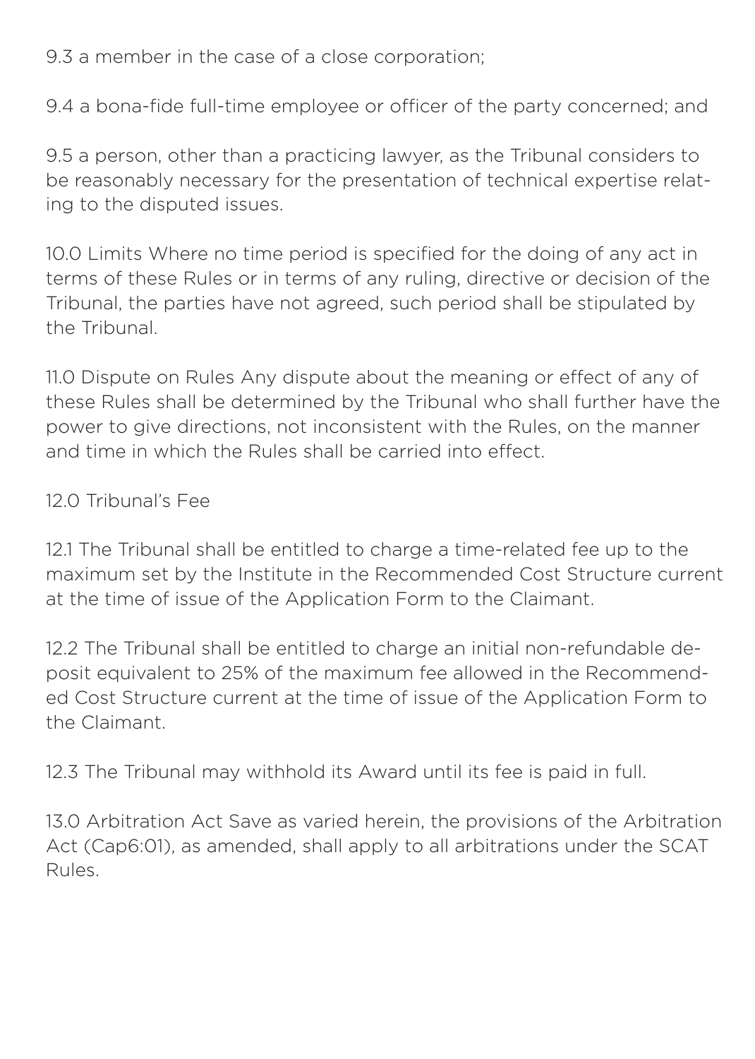9.3 a member in the case of a close corporation;

9.4 a bona-fide full-time employee or officer of the party concerned; and

9.5 a person, other than a practicing lawyer, as the Tribunal considers to be reasonably necessary for the presentation of technical expertise relating to the disputed issues.

10.0 Limits Where no time period is specified for the doing of any act in terms of these Rules or in terms of any ruling, directive or decision of the Tribunal, the parties have not agreed, such period shall be stipulated by the Tribunal.

11.0 Dispute on Rules Any dispute about the meaning or effect of any of these Rules shall be determined by the Tribunal who shall further have the power to give directions, not inconsistent with the Rules, on the manner and time in which the Rules shall be carried into effect.

12.0 Tribunal's Fee

12.1 The Tribunal shall be entitled to charge a time-related fee up to the maximum set by the Institute in the Recommended Cost Structure current at the time of issue of the Application Form to the Claimant.

12.2 The Tribunal shall be entitled to charge an initial non-refundable deposit equivalent to 25% of the maximum fee allowed in the Recommended Cost Structure current at the time of issue of the Application Form to the Claimant.

12.3 The Tribunal may withhold its Award until its fee is paid in full.

13.0 Arbitration Act Save as varied herein, the provisions of the Arbitration Act (Cap6:01), as amended, shall apply to all arbitrations under the SCAT Rules.